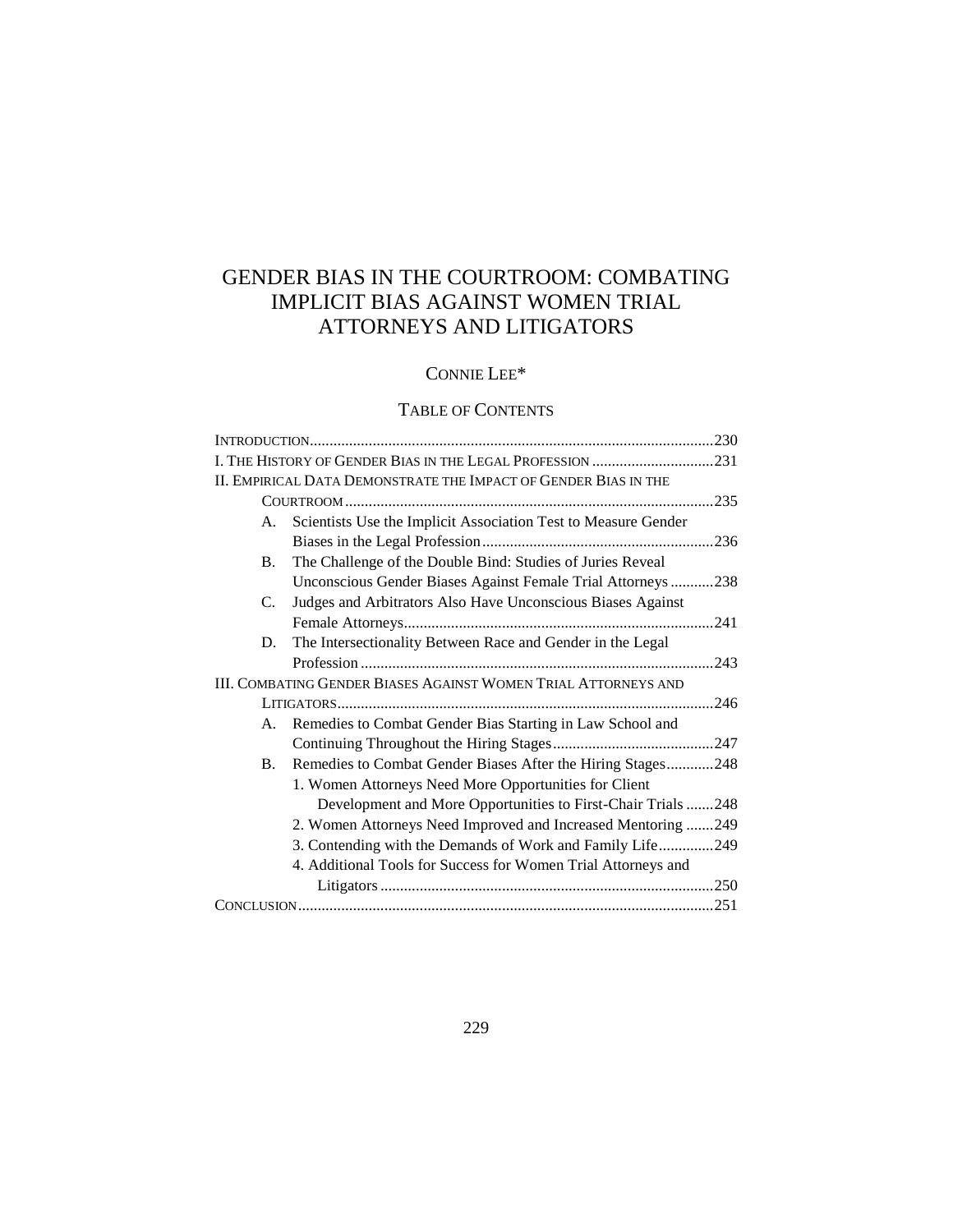# GENDER BIAS IN THE COURTROOM: COMBATING IMPLICIT BIAS AGAINST WOMEN TRIAL ATTORNEYS AND LITIGATORS

CONNIE LEE*

## TABLE OF CONTENTS

INTRODUCTION....................................................................................................230

I. THE HISTORY OF GENDER BIAS IN THE LEGAL PROFESSION ...............................231

II. EMPIRICAL DATA DEMONSTRATE THE IMPACT OF GENDER BIAS IN THE COURTROOM ..............................................................................................235

- A. Scientists Use the Implicit Association Test to Measure Gender Biases in the Legal Profession...........................................................236
- B. The Challenge of the Double Bind: Studies of Juries Reveal Unconscious Gender Biases Against Female Trial Attorneys...........238
- C. Judges and Arbitrators Also Have Unconscious Biases Against Female Attorneys..............................................................................241
- D. The Intersectionality Between Race and Gender in the Legal Profession ..........................................................................................243

III. COMBATING GENDER BIASES AGAINST WOMEN TRIAL ATTORNEYS AND LITIGATORS................................................................................................246

- A. Remedies to Combat Gender Bias Starting in Law School and Continuing Throughout the Hiring Stages.........................................247
- B. Remedies to Combat Gender Biases After the Hiring Stages............248
  - 1. Women Attorneys Need More Opportunities for Client Development and More Opportunities to First-Chair Trials .......248
  - 2. Women Attorneys Need Improved and Increased Mentoring .......249
  - 3. Contending with the Demands of Work and Family Life..............249
  - 4. Additional Tools for Success for Women Trial Attorneys and Litigators .....................................................................................250

CONCLUSION.........................................................................................................251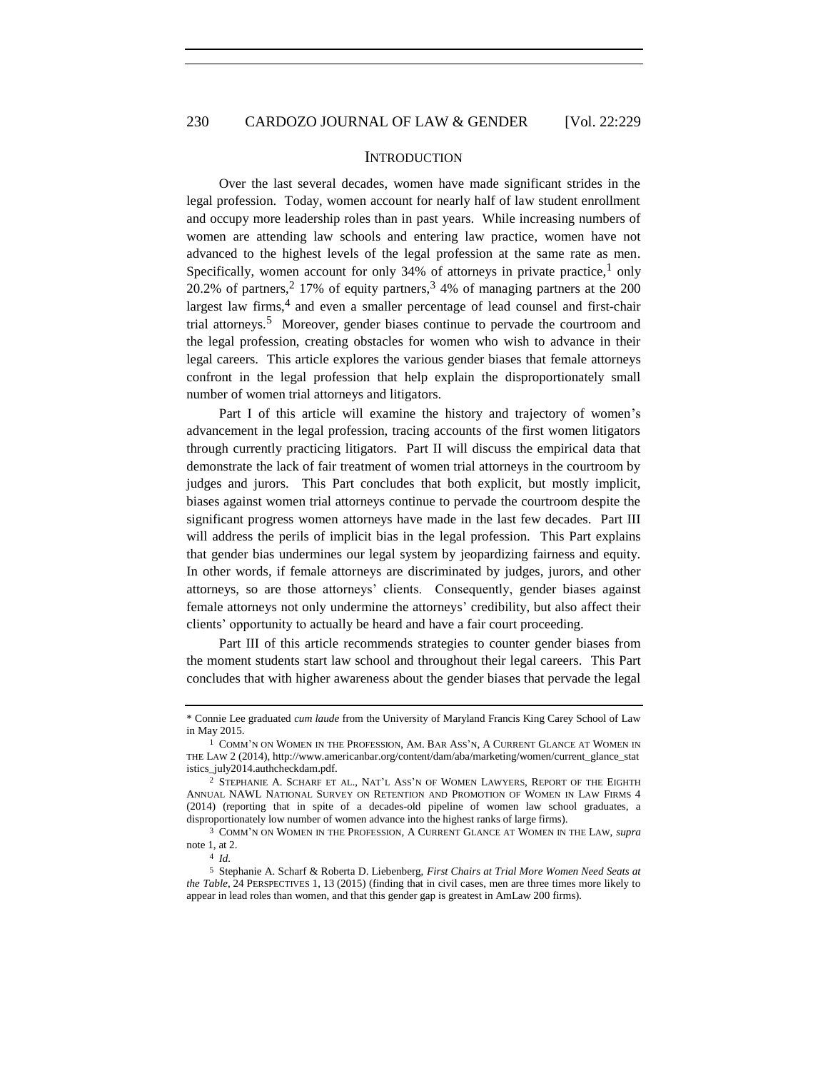## INTRODUCTION

Over the last several decades, women have made significant strides in the legal profession. Today, women account for nearly half of law student enrollment and occupy more leadership roles than in past years. While increasing numbers of women are attending law schools and entering law practice, women have not advanced to the highest levels of the legal profession at the same rate as men. Specifically, women account for only 34% of attorneys in private practice,[1] only 20.2% of partners,[2] 17% of equity partners,[3] 4% of managing partners at the 200 largest law firms,[4] and even a smaller percentage of lead counsel and first-chair trial attorneys.[5] Moreover, gender biases continue to pervade the courtroom and the legal profession, creating obstacles for women who wish to advance in their legal careers. This article explores the various gender biases that female attorneys confront in the legal profession that help explain the disproportionately small number of women trial attorneys and litigators.

Part I of this article will examine the history and trajectory of women's advancement in the legal profession, tracing accounts of the first women litigators through currently practicing litigators. Part II will discuss the empirical data that demonstrate the lack of fair treatment of women trial attorneys in the courtroom by judges and jurors. This Part concludes that both explicit, but mostly implicit, biases against women trial attorneys continue to pervade the courtroom despite the significant progress women attorneys have made in the last few decades. Part III will address the perils of implicit bias in the legal profession. This Part explains that gender bias undermines our legal system by jeopardizing fairness and equity. In other words, if female attorneys are discriminated by judges, jurors, and other attorneys, so are those attorneys' clients. Consequently, gender biases against female attorneys not only undermine the attorneys' credibility, but also affect their clients' opportunity to actually be heard and have a fair court proceeding.

Part III of this article recommends strategies to counter gender biases from the moment students start law school and throughout their legal careers. This Part concludes that with higher awareness about the gender biases that pervade the legal

---

\* Connie Lee graduated *cum laude* from the University of Maryland Francis King Carey School of Law in May 2015.

[1] COMM'N ON WOMEN IN THE PROFESSION, AM. BAR ASS'N, A CURRENT GLANCE AT WOMEN IN THE LAW 2 (2014), http://www.americanbar.org/content/dam/aba/marketing/women/current_glance_statistics_july2014.authcheckdam.pdf.

[2] STEPHANIE A. SCHARF ET AL., NAT'L ASS'N OF WOMEN LAWYERS, REPORT OF THE EIGHTH ANNUAL NAWL NATIONAL SURVEY ON RETENTION AND PROMOTION OF WOMEN IN LAW FIRMS 4 (2014) (reporting that in spite of a decades-old pipeline of women law school graduates, a disproportionately low number of women advance into the highest ranks of large firms).

[3] COMM'N ON WOMEN IN THE PROFESSION, A CURRENT GLANCE AT WOMEN IN THE LAW, *supra* note 1, at 2.

[4] *Id.*

[5] Stephanie A. Scharf & Roberta D. Liebenberg, *First Chairs at Trial More Women Need Seats at the Table*, 24 PERSPECTIVES 1, 13 (2015) (finding that in civil cases, men are three times more likely to appear in lead roles than women, and that this gender gap is greatest in AmLaw 200 firms).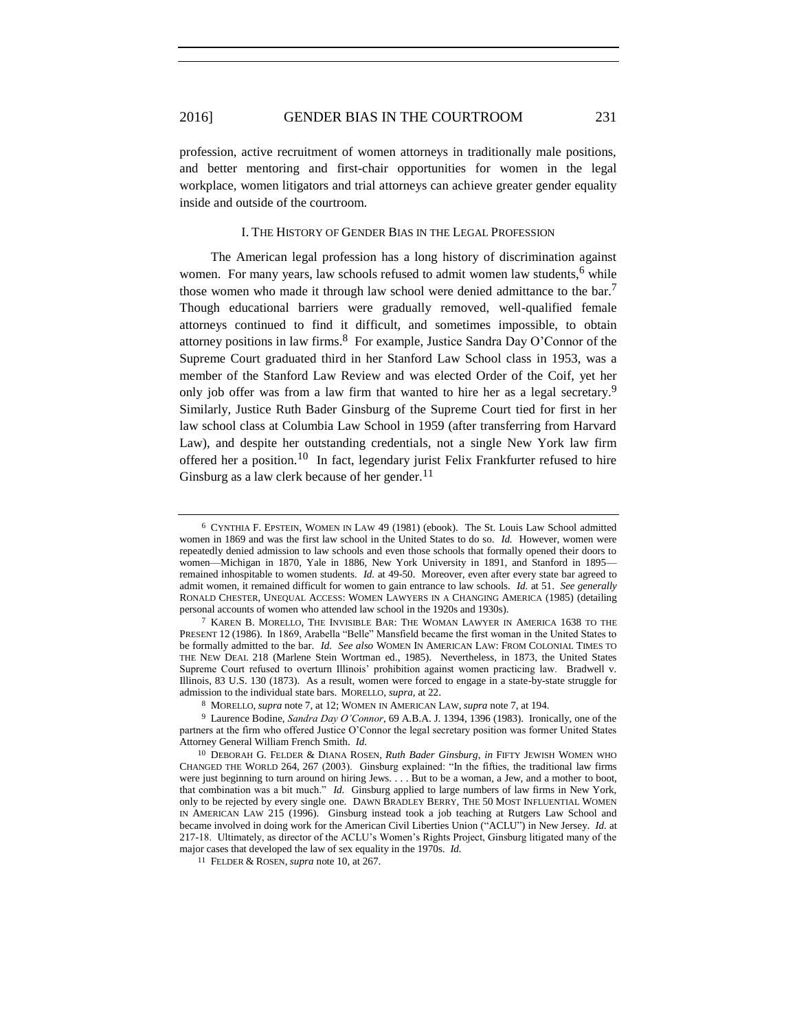profession, active recruitment of women attorneys in traditionally male positions, and better mentoring and first-chair opportunities for women in the legal workplace, women litigators and trial attorneys can achieve greater gender equality inside and outside of the courtroom.

## I. The History of Gender Bias in the Legal Profession

The American legal profession has a long history of discrimination against women. For many years, law schools refused to admit women law students,[6] while those women who made it through law school were denied admittance to the bar.[7] Though educational barriers were gradually removed, well-qualified female attorneys continued to find it difficult, and sometimes impossible, to obtain attorney positions in law firms.[8] For example, Justice Sandra Day O'Connor of the Supreme Court graduated third in her Stanford Law School class in 1953, was a member of the Stanford Law Review and was elected Order of the Coif, yet her only job offer was from a law firm that wanted to hire her as a legal secretary.[9] Similarly, Justice Ruth Bader Ginsburg of the Supreme Court tied for first in her law school class at Columbia Law School in 1959 (after transferring from Harvard Law), and despite her outstanding credentials, not a single New York law firm offered her a position.[10] In fact, legendary jurist Felix Frankfurter refused to hire Ginsburg as a law clerk because of her gender.[11]

---

[6] CYNTHIA F. EPSTEIN, WOMEN IN LAW 49 (1981) (ebook). The St. Louis Law School admitted women in 1869 and was the first law school in the United States to do so. *Id.* However, women were repeatedly denied admission to law schools and even those schools that formally opened their doors to women—Michigan in 1870, Yale in 1886, New York University in 1891, and Stanford in 1895—remained inhospitable to women students. *Id.* at 49-50. Moreover, even after every state bar agreed to admit women, it remained difficult for women to gain entrance to law schools. *Id.* at 51. *See generally* RONALD CHESTER, UNEQUAL ACCESS: WOMEN LAWYERS IN A CHANGING AMERICA (1985) (detailing personal accounts of women who attended law school in the 1920s and 1930s).

[7] KAREN B. MORELLO, THE INVISIBLE BAR: THE WOMAN LAWYER IN AMERICA 1638 TO THE PRESENT 12 (1986). In 1869, Arabella "Belle" Mansfield became the first woman in the United States to be formally admitted to the bar. *Id. See also* WOMEN IN AMERICAN LAW: FROM COLONIAL TIMES TO THE NEW DEAL 218 (Marlene Stein Wortman ed., 1985). Nevertheless, in 1873, the United States Supreme Court refused to overturn Illinois' prohibition against women practicing law. Bradwell v. Illinois, 83 U.S. 130 (1873). As a result, women were forced to engage in a state-by-state struggle for admission to the individual state bars. MORELLO, *supra*, at 22.

[8] MORELLO, *supra* note 7, at 12; WOMEN IN AMERICAN LAW, *supra* note 7, at 194.

[9] Laurence Bodine, *Sandra Day O'Connor*, 69 A.B.A. J. 1394, 1396 (1983). Ironically, one of the partners at the firm who offered Justice O'Connor the legal secretary position was former United States Attorney General William French Smith. *Id.*

[10] DEBORAH G. FELDER & DIANA ROSEN, *Ruth Bader Ginsburg*, *in* FIFTY JEWISH WOMEN WHO CHANGED THE WORLD 264, 267 (2003). Ginsburg explained: "In the fifties, the traditional law firms were just beginning to turn around on hiring Jews. . . . But to be a woman, a Jew, and a mother to boot, that combination was a bit much." *Id.* Ginsburg applied to large numbers of law firms in New York, only to be rejected by every single one. DAWN BRADLEY BERRY, THE 50 MOST INFLUENTIAL WOMEN IN AMERICAN LAW 215 (1996). Ginsburg instead took a job teaching at Rutgers Law School and became involved in doing work for the American Civil Liberties Union ("ACLU") in New Jersey. *Id.* at 217-18. Ultimately, as director of the ACLU's Women's Rights Project, Ginsburg litigated many of the major cases that developed the law of sex equality in the 1970s. *Id.*

[11] FELDER & ROSEN, *supra* note 10, at 267.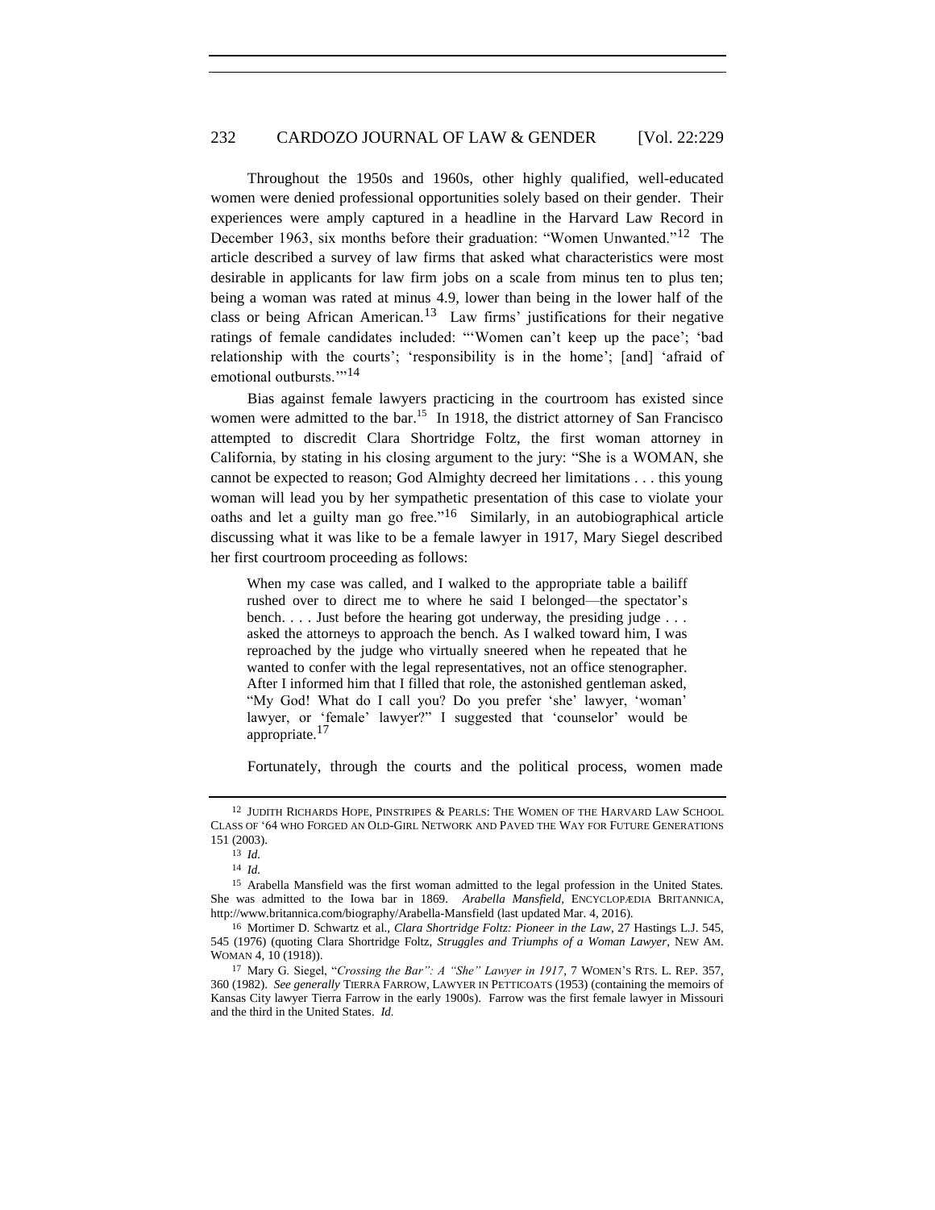Throughout the 1950s and 1960s, other highly qualified, well-educated women were denied professional opportunities solely based on their gender. Their experiences were amply captured in a headline in the Harvard Law Record in December 1963, six months before their graduation: "Women Unwanted."[12] The article described a survey of law firms that asked what characteristics were most desirable in applicants for law firm jobs on a scale from minus ten to plus ten; being a woman was rated at minus 4.9, lower than being in the lower half of the class or being African American.[13] Law firms' justifications for their negative ratings of female candidates included: "'Women can't keep up the pace'; 'bad relationship with the courts'; 'responsibility is in the home'; [and] 'afraid of emotional outbursts.'"[14]

Bias against female lawyers practicing in the courtroom has existed since women were admitted to the bar.[15] In 1918, the district attorney of San Francisco attempted to discredit Clara Shortridge Foltz, the first woman attorney in California, by stating in his closing argument to the jury: "She is a WOMAN, she cannot be expected to reason; God Almighty decreed her limitations . . . this young woman will lead you by her sympathetic presentation of this case to violate your oaths and let a guilty man go free."[16] Similarly, in an autobiographical article discussing what it was like to be a female lawyer in 1917, Mary Siegel described her first courtroom proceeding as follows:

> When my case was called, and I walked to the appropriate table a bailiff rushed over to direct me to where he said I belonged—the spectator's bench. . . . Just before the hearing got underway, the presiding judge . . . asked the attorneys to approach the bench. As I walked toward him, I was reproached by the judge who virtually sneered when he repeated that he wanted to confer with the legal representatives, not an office stenographer. After I informed him that I filled that role, the astonished gentleman asked, "My God! What do I call you? Do you prefer 'she' lawyer, 'woman' lawyer, or 'female' lawyer?" I suggested that 'counselor' would be appropriate.[17]

Fortunately, through the courts and the political process, women made

---

[12] JUDITH RICHARDS HOPE, PINSTRIPES & PEARLS: THE WOMEN OF THE HARVARD LAW SCHOOL CLASS OF '64 WHO FORGED AN OLD-GIRL NETWORK AND PAVED THE WAY FOR FUTURE GENERATIONS 151 (2003).

[13] *Id.*

[14] *Id.*

[15] Arabella Mansfield was the first woman admitted to the legal profession in the United States. She was admitted to the Iowa bar in 1869. *Arabella Mansfield*, ENCYCLOPÆDIA BRITANNICA, http://www.britannica.com/biography/Arabella-Mansfield (last updated Mar. 4, 2016).

[16] Mortimer D. Schwartz et al., *Clara Shortridge Foltz: Pioneer in the Law*, 27 Hastings L.J. 545, 545 (1976) (quoting Clara Shortridge Foltz, *Struggles and Triumphs of a Woman Lawyer*, NEW AM. WOMAN 4, 10 (1918)).

[17] Mary G. Siegel, "*Crossing the Bar": A "She" Lawyer in 1917*, 7 WOMEN'S RTS. L. REP. 357, 360 (1982). *See generally* TIERRA FARROW, LAWYER IN PETTICOATS (1953) (containing the memoirs of Kansas City lawyer Tierra Farrow in the early 1900s). Farrow was the first female lawyer in Missouri and the third in the United States. *Id.*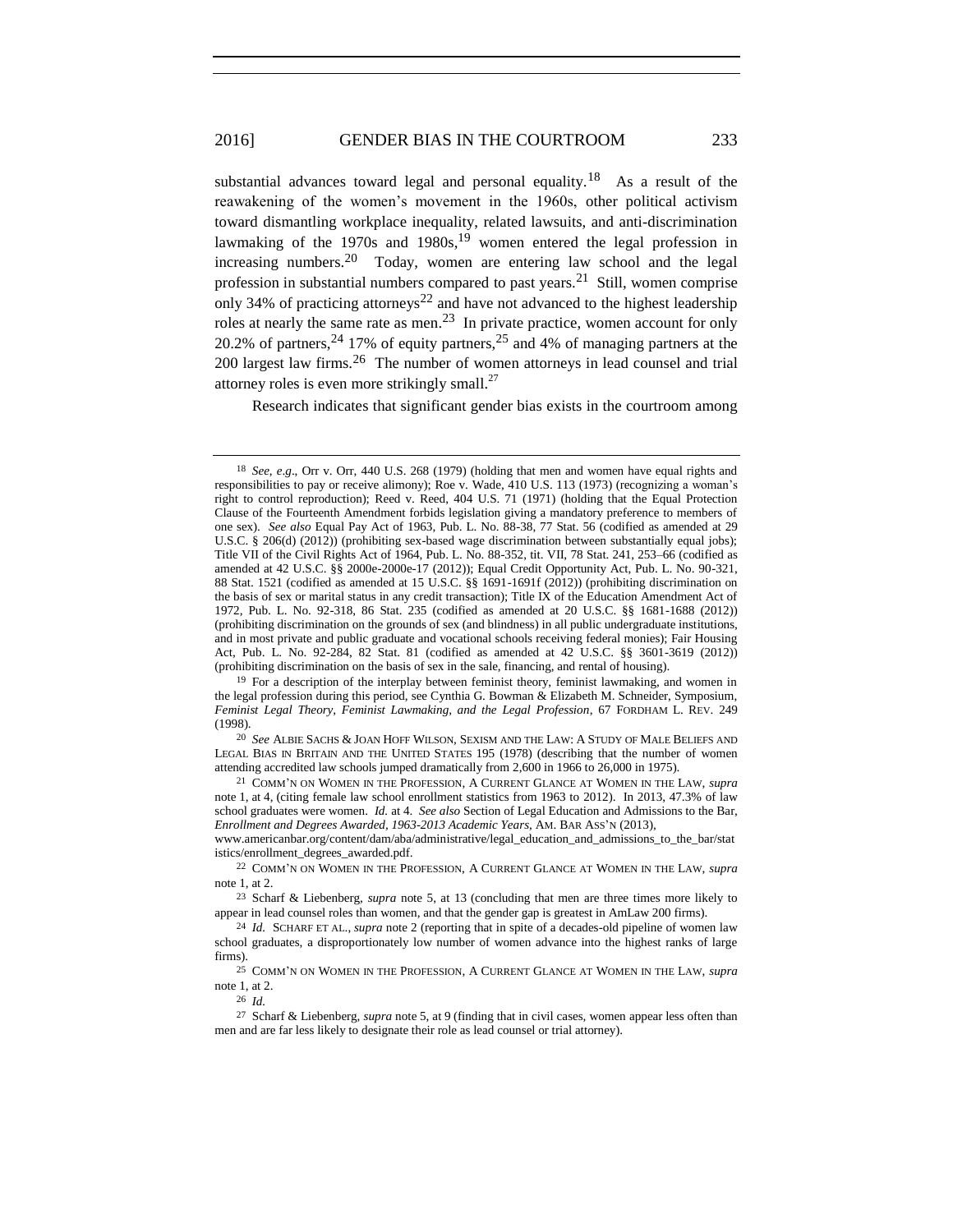substantial advances toward legal and personal equality.[18] As a result of the reawakening of the women's movement in the 1960s, other political activism toward dismantling workplace inequality, related lawsuits, and anti-discrimination lawmaking of the 1970s and 1980s,[19] women entered the legal profession in increasing numbers.[20] Today, women are entering law school and the legal profession in substantial numbers compared to past years.[21] Still, women comprise only 34% of practicing attorneys[22] and have not advanced to the highest leadership roles at nearly the same rate as men.[23] In private practice, women account for only 20.2% of partners,[24] 17% of equity partners,[25] and 4% of managing partners at the 200 largest law firms.[26] The number of women attorneys in lead counsel and trial attorney roles is even more strikingly small.[27]

Research indicates that significant gender bias exists in the courtroom among

---

[18] *See, e.g.*, Orr v. Orr, 440 U.S. 268 (1979) (holding that men and women have equal rights and responsibilities to pay or receive alimony); Roe v. Wade, 410 U.S. 113 (1973) (recognizing a woman's right to control reproduction); Reed v. Reed, 404 U.S. 71 (1971) (holding that the Equal Protection Clause of the Fourteenth Amendment forbids legislation giving a mandatory preference to members of one sex). *See also* Equal Pay Act of 1963, Pub. L. No. 88-38, 77 Stat. 56 (codified as amended at 29 U.S.C. § 206(d) (2012)) (prohibiting sex-based wage discrimination between substantially equal jobs); Title VII of the Civil Rights Act of 1964, Pub. L. No. 88-352, tit. VII, 78 Stat. 241, 253–66 (codified as amended at 42 U.S.C. §§ 2000e-2000e-17 (2012)); Equal Credit Opportunity Act, Pub. L. No. 90-321, 88 Stat. 1521 (codified as amended at 15 U.S.C. §§ 1691-1691f (2012)) (prohibiting discrimination on the basis of sex or marital status in any credit transaction); Title IX of the Education Amendment Act of 1972, Pub. L. No. 92-318, 86 Stat. 235 (codified as amended at 20 U.S.C. §§ 1681-1688 (2012)) (prohibiting discrimination on the grounds of sex (and blindness) in all public undergraduate institutions, and in most private and public graduate and vocational schools receiving federal monies); Fair Housing Act, Pub. L. No. 92-284, 82 Stat. 81 (codified as amended at 42 U.S.C. §§ 3601-3619 (2012)) (prohibiting discrimination on the basis of sex in the sale, financing, and rental of housing).

[19] For a description of the interplay between feminist theory, feminist lawmaking, and women in the legal profession during this period, see Cynthia G. Bowman & Elizabeth M. Schneider, Symposium, *Feminist Legal Theory, Feminist Lawmaking, and the Legal Profession*, 67 FORDHAM L. REV. 249 (1998).

[20] *See* ALBIE SACHS & JOAN HOFF WILSON, SEXISM AND THE LAW: A STUDY OF MALE BELIEFS AND LEGAL BIAS IN BRITAIN AND THE UNITED STATES 195 (1978) (describing that the number of women attending accredited law schools jumped dramatically from 2,600 in 1966 to 26,000 in 1975).

[21] COMM'N ON WOMEN IN THE PROFESSION, A CURRENT GLANCE AT WOMEN IN THE LAW, *supra* note 1, at 4, (citing female law school enrollment statistics from 1963 to 2012). In 2013, 47.3% of law school graduates were women. *Id.* at 4. *See also* Section of Legal Education and Admissions to the Bar, *Enrollment and Degrees Awarded, 1963-2013 Academic Years*, AM. BAR ASS'N (2013), www.americanbar.org/content/dam/aba/administrative/legal_education_and_admissions_to_the_bar/statistics/enrollment_degrees_awarded.pdf.

[22] COMM'N ON WOMEN IN THE PROFESSION, A CURRENT GLANCE AT WOMEN IN THE LAW, *supra* note 1, at 2.

[23] Scharf & Liebenberg, *supra* note 5, at 13 (concluding that men are three times more likely to appear in lead counsel roles than women, and that the gender gap is greatest in AmLaw 200 firms).

[24] *Id.* SCHARF ET AL., *supra* note 2 (reporting that in spite of a decades-old pipeline of women law school graduates, a disproportionately low number of women advance into the highest ranks of large firms).

[25] COMM'N ON WOMEN IN THE PROFESSION, A CURRENT GLANCE AT WOMEN IN THE LAW, *supra* note 1, at 2.

[26] *Id.*

[27] Scharf & Liebenberg, *supra* note 5, at 9 (finding that in civil cases, women appear less often than men and are far less likely to designate their role as lead counsel or trial attorney).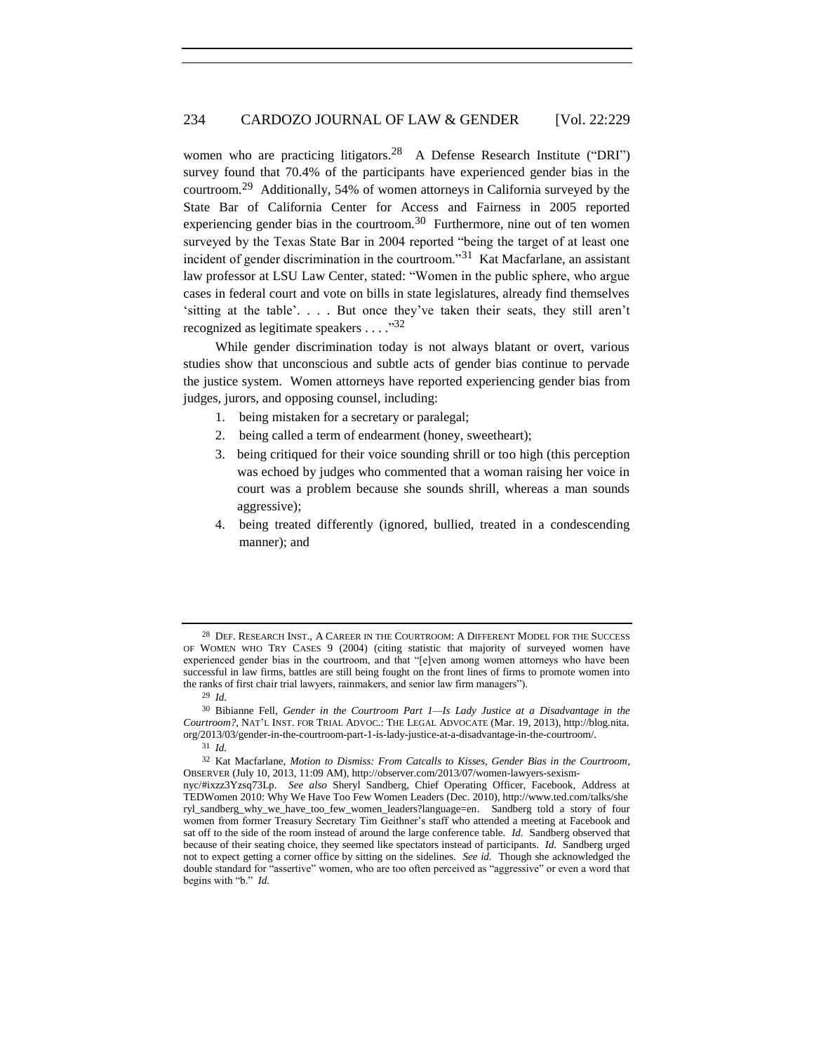women who are practicing litigators.[28] A Defense Research Institute ("DRI") survey found that 70.4% of the participants have experienced gender bias in the courtroom.[29] Additionally, 54% of women attorneys in California surveyed by the State Bar of California Center for Access and Fairness in 2005 reported experiencing gender bias in the courtroom.[30] Furthermore, nine out of ten women surveyed by the Texas State Bar in 2004 reported "being the target of at least one incident of gender discrimination in the courtroom."[31] Kat Macfarlane, an assistant law professor at LSU Law Center, stated: "Women in the public sphere, who argue cases in federal court and vote on bills in state legislatures, already find themselves 'sitting at the table'. . . . But once they've taken their seats, they still aren't recognized as legitimate speakers . . . ."[32]

While gender discrimination today is not always blatant or overt, various studies show that unconscious and subtle acts of gender bias continue to pervade the justice system. Women attorneys have reported experiencing gender bias from judges, jurors, and opposing counsel, including:

1. being mistaken for a secretary or paralegal;
2. being called a term of endearment (honey, sweetheart);
3. being critiqued for their voice sounding shrill or too high (this perception was echoed by judges who commented that a woman raising her voice in court was a problem because she sounds shrill, whereas a man sounds aggressive);
4. being treated differently (ignored, bullied, treated in a condescending manner); and

---

[28] DEF. RESEARCH INST., A CAREER IN THE COURTROOM: A DIFFERENT MODEL FOR THE SUCCESS OF WOMEN WHO TRY CASES 9 (2004) (citing statistic that majority of surveyed women have experienced gender bias in the courtroom, and that "[e]ven among women attorneys who have been successful in law firms, battles are still being fought on the front lines of firms to promote women into the ranks of first chair trial lawyers, rainmakers, and senior law firm managers").

[29] *Id.*

[30] Bibianne Fell, *Gender in the Courtroom Part 1—Is Lady Justice at a Disadvantage in the Courtroom?*, NAT'L INST. FOR TRIAL ADVOC.: THE LEGAL ADVOCATE (Mar. 19, 2013), http://blog.nita.org/2013/03/gender-in-the-courtroom-part-1-is-lady-justice-at-a-disadvantage-in-the-courtroom/.

[31] *Id.*

[32] Kat Macfarlane, *Motion to Dismiss: From Catcalls to Kisses, Gender Bias in the Courtroom*, OBSERVER (July 10, 2013, 11:09 AM), http://observer.com/2013/07/women-lawyers-sexism-nyc/#ixzz3Yzsq73Lp. *See also* Sheryl Sandberg, Chief Operating Officer, Facebook, Address at TEDWomen 2010: Why We Have Too Few Women Leaders (Dec. 2010), http://www.ted.com/talks/sheryl_sandberg_why_we_have_too_few_women_leaders?language=en. Sandberg told a story of four women from former Treasury Secretary Tim Geithner's staff who attended a meeting at Facebook and sat off to the side of the room instead of around the large conference table. *Id.* Sandberg observed that because of their seating choice, they seemed like spectators instead of participants. *Id.* Sandberg urged not to expect getting a corner office by sitting on the sidelines. *See id.* Though she acknowledged the double standard for "assertive" women, who are too often perceived as "aggressive" or even a word that begins with "b." *Id.*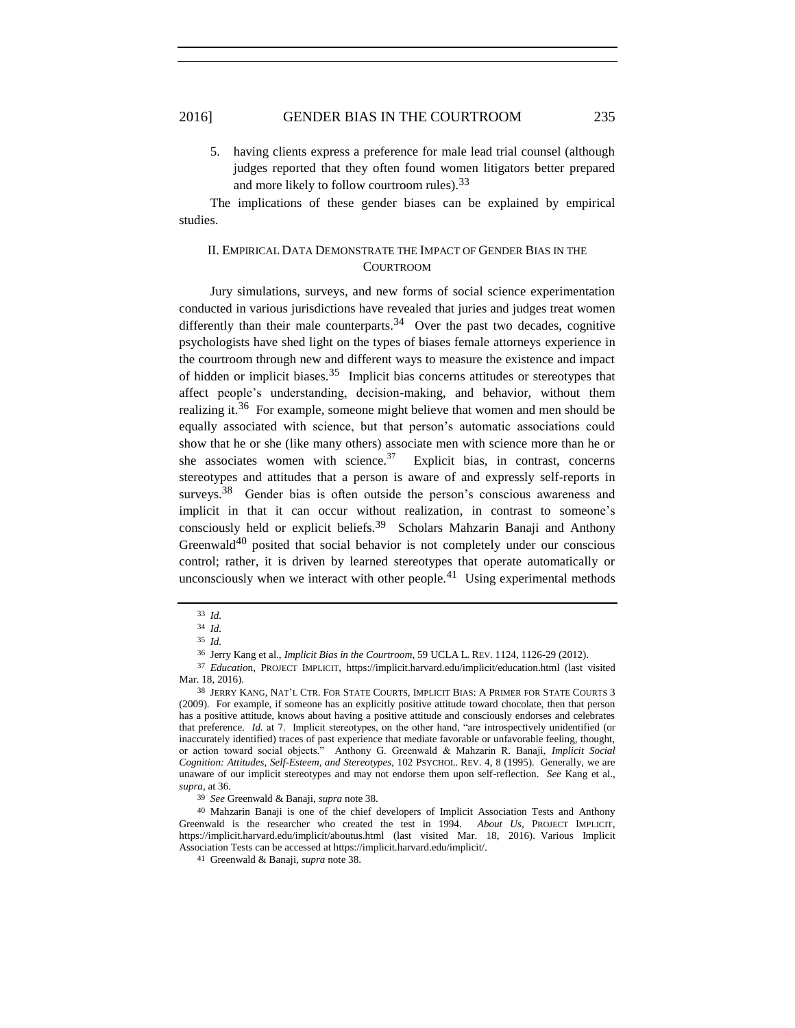5. having clients express a preference for male lead trial counsel (although judges reported that they often found women litigators better prepared and more likely to follow courtroom rules).[33]

The implications of these gender biases can be explained by empirical studies.

## II. Empirical Data Demonstrate the Impact of Gender Bias in the Courtroom

Jury simulations, surveys, and new forms of social science experimentation conducted in various jurisdictions have revealed that juries and judges treat women differently than their male counterparts.[34] Over the past two decades, cognitive psychologists have shed light on the types of biases female attorneys experience in the courtroom through new and different ways to measure the existence and impact of hidden or implicit biases.[35] Implicit bias concerns attitudes or stereotypes that affect people's understanding, decision-making, and behavior, without them realizing it.[36] For example, someone might believe that women and men should be equally associated with science, but that person's automatic associations could show that he or she (like many others) associate men with science more than he or she associates women with science.[37] Explicit bias, in contrast, concerns stereotypes and attitudes that a person is aware of and expressly self-reports in surveys.[38] Gender bias is often outside the person's conscious awareness and implicit in that it can occur without realization, in contrast to someone's consciously held or explicit beliefs.[39] Scholars Mahzarin Banaji and Anthony Greenwald[40] posited that social behavior is not completely under our conscious control; rather, it is driven by learned stereotypes that operate automatically or unconsciously when we interact with other people.[41] Using experimental methods

---

33 *Id.*

34 *Id.*

35 *Id.*

36 Jerry Kang et al., *Implicit Bias in the Courtroom*, 59 UCLA L. Rev. 1124, 1126-29 (2012).

37 *Education*, Project Implicit, https://implicit.harvard.edu/implicit/education.html (last visited Mar. 18, 2016).

38 Jerry Kang, Nat'l Ctr. for State Courts, Implicit Bias: A Primer for State Courts 3 (2009). For example, if someone has an explicitly positive attitude toward chocolate, then that person has a positive attitude, knows about having a positive attitude and consciously endorses and celebrates that preference. *Id.* at 7. Implicit stereotypes, on the other hand, "are introspectively unidentified (or inaccurately identified) traces of past experience that mediate favorable or unfavorable feeling, thought, or action toward social objects." Anthony G. Greenwald & Mahzarin R. Banaji, *Implicit Social Cognition: Attitudes, Self-Esteem, and Stereotypes*, 102 Psychol. Rev. 4, 8 (1995). Generally, we are unaware of our implicit stereotypes and may not endorse them upon self-reflection. *See* Kang et al., *supra*, at 36.

39 *See* Greenwald & Banaji, *supra* note 38.

40 Mahzarin Banaji is one of the chief developers of Implicit Association Tests and Anthony Greenwald is the researcher who created the test in 1994. *About Us*, Project Implicit, https://implicit.harvard.edu/implicit/aboutus.html (last visited Mar. 18, 2016). Various Implicit Association Tests can be accessed at https://implicit.harvard.edu/implicit/.

41 Greenwald & Banaji, *supra* note 38.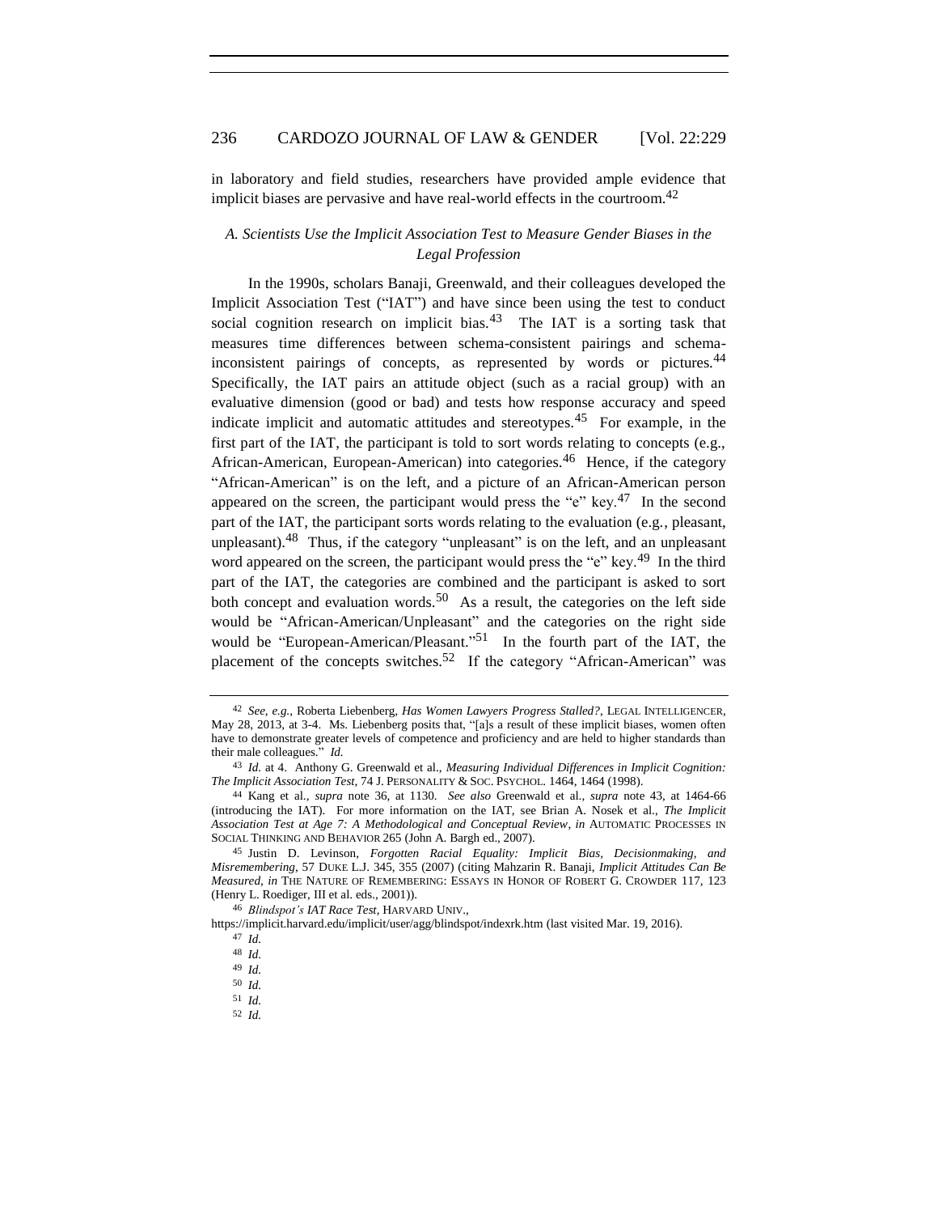in laboratory and field studies, researchers have provided ample evidence that implicit biases are pervasive and have real-world effects in the courtroom.[42]

### *A. Scientists Use the Implicit Association Test to Measure Gender Biases in the Legal Profession*

In the 1990s, scholars Banaji, Greenwald, and their colleagues developed the Implicit Association Test ("IAT") and have since been using the test to conduct social cognition research on implicit bias.[43] The IAT is a sorting task that measures time differences between schema-consistent pairings and schema-inconsistent pairings of concepts, as represented by words or pictures.[44] Specifically, the IAT pairs an attitude object (such as a racial group) with an evaluative dimension (good or bad) and tests how response accuracy and speed indicate implicit and automatic attitudes and stereotypes.[45] For example, in the first part of the IAT, the participant is told to sort words relating to concepts (e.g., African-American, European-American) into categories.[46] Hence, if the category "African-American" is on the left, and a picture of an African-American person appeared on the screen, the participant would press the "e" key.[47] In the second part of the IAT, the participant sorts words relating to the evaluation (e.g., pleasant, unpleasant).[48] Thus, if the category "unpleasant" is on the left, and an unpleasant word appeared on the screen, the participant would press the "e" key.[49] In the third part of the IAT, the categories are combined and the participant is asked to sort both concept and evaluation words.[50] As a result, the categories on the left side would be "African-American/Unpleasant" and the categories on the right side would be "European-American/Pleasant."[51] In the fourth part of the IAT, the placement of the concepts switches.[52] If the category "African-American" was

---

[42] *See, e.g.*, Roberta Liebenberg, *Has Women Lawyers Progress Stalled?*, LEGAL INTELLIGENCER, May 28, 2013, at 3-4. Ms. Liebenberg posits that, "[a]s a result of these implicit biases, women often have to demonstrate greater levels of competence and proficiency and are held to higher standards than their male colleagues." *Id.*

[43] *Id.* at 4. Anthony G. Greenwald et al., *Measuring Individual Differences in Implicit Cognition: The Implicit Association Test*, 74 J. PERSONALITY & SOC. PSYCHOL. 1464, 1464 (1998).

[44] Kang et al., *supra* note 36, at 1130. *See also* Greenwald et al., *supra* note 43, at 1464-66 (introducing the IAT). For more information on the IAT, see Brian A. Nosek et al., *The Implicit Association Test at Age 7: A Methodological and Conceptual Review*, *in* AUTOMATIC PROCESSES IN SOCIAL THINKING AND BEHAVIOR 265 (John A. Bargh ed., 2007).

[45] Justin D. Levinson, *Forgotten Racial Equality: Implicit Bias, Decisionmaking, and Misremembering*, 57 DUKE L.J. 345, 355 (2007) (citing Mahzarin R. Banaji, *Implicit Attitudes Can Be Measured*, *in* THE NATURE OF REMEMBERING: ESSAYS IN HONOR OF ROBERT G. CROWDER 117, 123 (Henry L. Roediger, III et al. eds., 2001)).

[46] *Blindspot's IAT Race Test*, HARVARD UNIV., https://implicit.harvard.edu/implicit/user/agg/blindspot/indexrk.htm (last visited Mar. 19, 2016).

[47] *Id.*

[48] *Id.*

[49] *Id.*

[50] *Id.*

[51] *Id.*

[52] *Id.*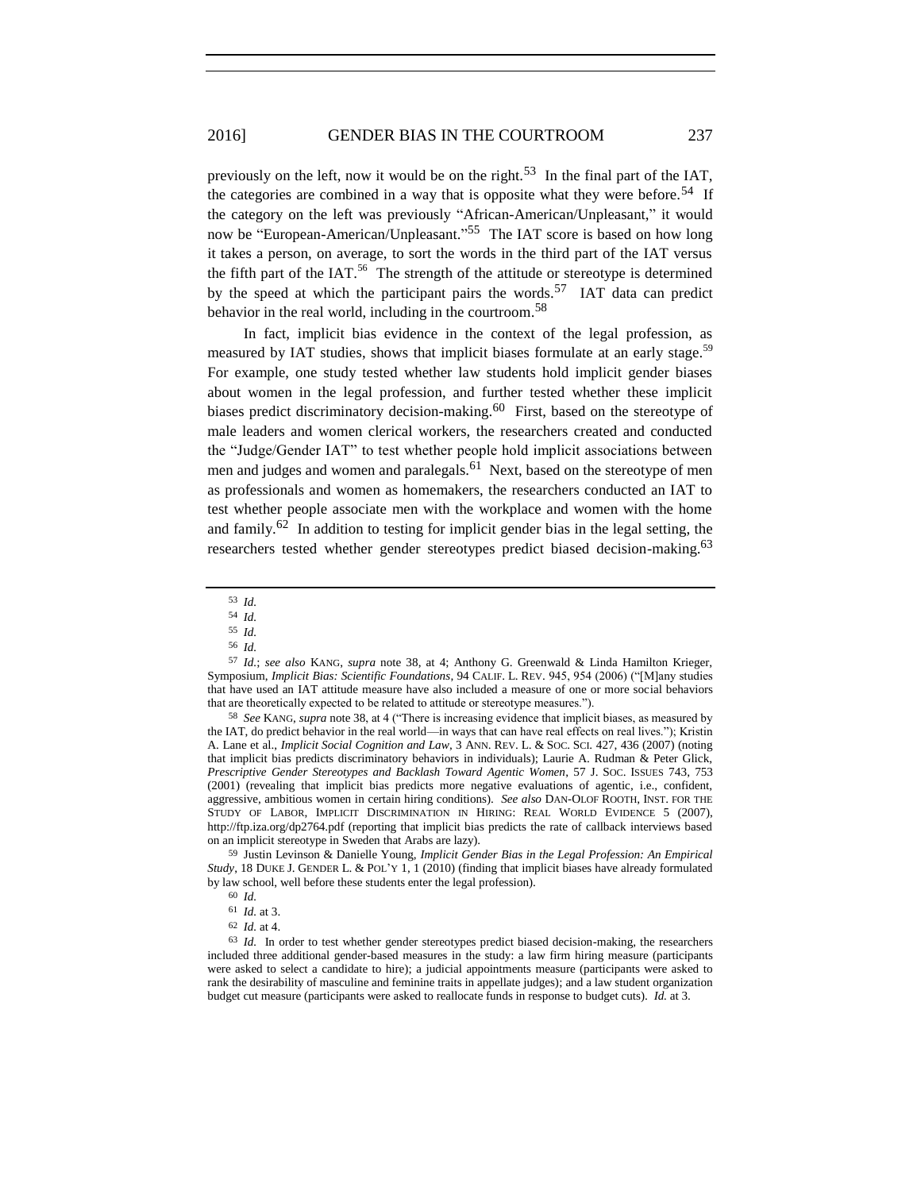previously on the left, now it would be on the right.[53] In the final part of the IAT, the categories are combined in a way that is opposite what they were before.[54] If the category on the left was previously "African-American/Unpleasant," it would now be "European-American/Unpleasant."[55] The IAT score is based on how long it takes a person, on average, to sort the words in the third part of the IAT versus the fifth part of the IAT.[56] The strength of the attitude or stereotype is determined by the speed at which the participant pairs the words.[57] IAT data can predict behavior in the real world, including in the courtroom.[58]

In fact, implicit bias evidence in the context of the legal profession, as measured by IAT studies, shows that implicit biases formulate at an early stage.[59] For example, one study tested whether law students hold implicit gender biases about women in the legal profession, and further tested whether these implicit biases predict discriminatory decision-making.[60] First, based on the stereotype of male leaders and women clerical workers, the researchers created and conducted the "Judge/Gender IAT" to test whether people hold implicit associations between men and judges and women and paralegals.[61] Next, based on the stereotype of men as professionals and women as homemakers, the researchers conducted an IAT to test whether people associate men with the workplace and women with the home and family.[62] In addition to testing for implicit gender bias in the legal setting, the researchers tested whether gender stereotypes predict biased decision-making.[63]

---

[53] *Id.*

[54] *Id.*

[55] *Id.*

[56] *Id.*

[57] *Id.*; *see also* KANG, *supra* note 38, at 4; Anthony G. Greenwald & Linda Hamilton Krieger, Symposium, *Implicit Bias: Scientific Foundations*, 94 CALIF. L. REV. 945, 954 (2006) ("[M]any studies that have used an IAT attitude measure have also included a measure of one or more social behaviors that are theoretically expected to be related to attitude or stereotype measures.").

[58] *See* KANG, *supra* note 38, at 4 ("There is increasing evidence that implicit biases, as measured by the IAT, do predict behavior in the real world—in ways that can have real effects on real lives."); Kristin A. Lane et al., *Implicit Social Cognition and Law*, 3 ANN. REV. L. & SOC. SCI. 427, 436 (2007) (noting that implicit bias predicts discriminatory behaviors in individuals); Laurie A. Rudman & Peter Glick, *Prescriptive Gender Stereotypes and Backlash Toward Agentic Women*, 57 J. SOC. ISSUES 743, 753 (2001) (revealing that implicit bias predicts more negative evaluations of agentic, i.e., confident, aggressive, ambitious women in certain hiring conditions). *See also* DAN-OLOF ROOTH, INST. FOR THE STUDY OF LABOR, IMPLICIT DISCRIMINATION IN HIRING: REAL WORLD EVIDENCE 5 (2007), http://ftp.iza.org/dp2764.pdf (reporting that implicit bias predicts the rate of callback interviews based on an implicit stereotype in Sweden that Arabs are lazy).

[59] Justin Levinson & Danielle Young, *Implicit Gender Bias in the Legal Profession: An Empirical Study*, 18 DUKE J. GENDER L. & POL'Y 1, 1 (2010) (finding that implicit biases have already formulated by law school, well before these students enter the legal profession).

[60] *Id.*

[61] *Id.* at 3.

[62] *Id.* at 4.

[63] *Id.* In order to test whether gender stereotypes predict biased decision-making, the researchers included three additional gender-based measures in the study: a law firm hiring measure (participants were asked to select a candidate to hire); a judicial appointments measure (participants were asked to rank the desirability of masculine and feminine traits in appellate judges); and a law student organization budget cut measure (participants were asked to reallocate funds in response to budget cuts). *Id.* at 3.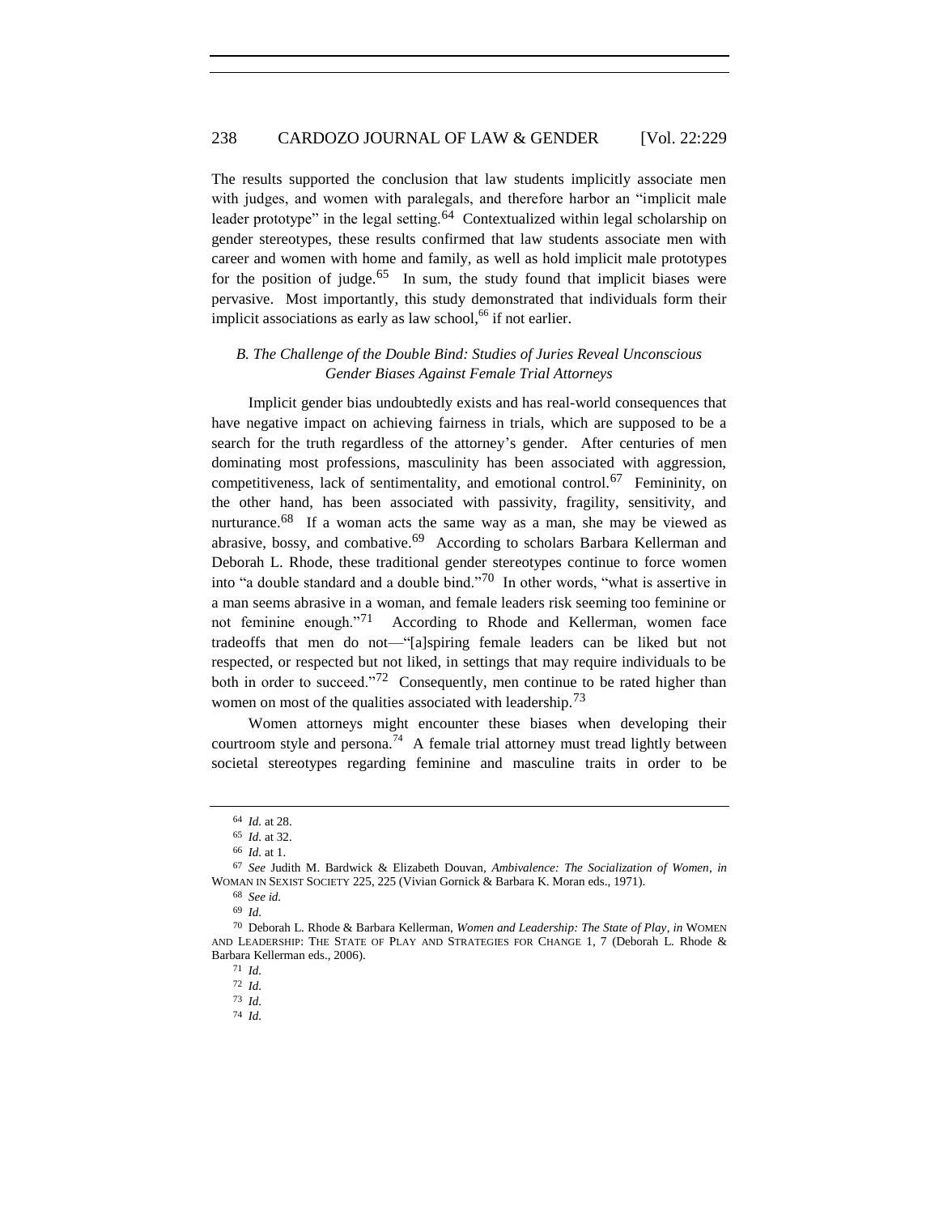The results supported the conclusion that law students implicitly associate men with judges, and women with paralegals, and therefore harbor an "implicit male leader prototype" in the legal setting.[64] Contextualized within legal scholarship on gender stereotypes, these results confirmed that law students associate men with career and women with home and family, as well as hold implicit male prototypes for the position of judge.[65] In sum, the study found that implicit biases were pervasive. Most importantly, this study demonstrated that individuals form their implicit associations as early as law school,[66] if not earlier.

### *B. The Challenge of the Double Bind: Studies of Juries Reveal Unconscious Gender Biases Against Female Trial Attorneys*

Implicit gender bias undoubtedly exists and has real-world consequences that have negative impact on achieving fairness in trials, which are supposed to be a search for the truth regardless of the attorney's gender. After centuries of men dominating most professions, masculinity has been associated with aggression, competitiveness, lack of sentimentality, and emotional control.[67] Femininity, on the other hand, has been associated with passivity, fragility, sensitivity, and nurturance.[68] If a woman acts the same way as a man, she may be viewed as abrasive, bossy, and combative.[69] According to scholars Barbara Kellerman and Deborah L. Rhode, these traditional gender stereotypes continue to force women into "a double standard and a double bind."[70] In other words, "what is assertive in a man seems abrasive in a woman, and female leaders risk seeming too feminine or not feminine enough."[71] According to Rhode and Kellerman, women face tradeoffs that men do not—"[a]spiring female leaders can be liked but not respected, or respected but not liked, in settings that may require individuals to be both in order to succeed."[72] Consequently, men continue to be rated higher than women on most of the qualities associated with leadership.[73]

Women attorneys might encounter these biases when developing their courtroom style and persona.[74] A female trial attorney must tread lightly between societal stereotypes regarding feminine and masculine traits in order to be

---

[64] *Id.* at 28.

[65] *Id.* at 32.

[66] *Id.* at 1.

[67] *See* Judith M. Bardwick & Elizabeth Douvan, *Ambivalence: The Socialization of Women*, *in* WOMAN IN SEXIST SOCIETY 225, 225 (Vivian Gornick & Barbara K. Moran eds., 1971).

[68] *See id.*

[69] *Id.*

[70] Deborah L. Rhode & Barbara Kellerman, *Women and Leadership: The State of Play*, *in* WOMEN AND LEADERSHIP: THE STATE OF PLAY AND STRATEGIES FOR CHANGE 1, 7 (Deborah L. Rhode & Barbara Kellerman eds., 2006).

[71] *Id.*

[72] *Id.*

[73] *Id.*

[74] *Id.*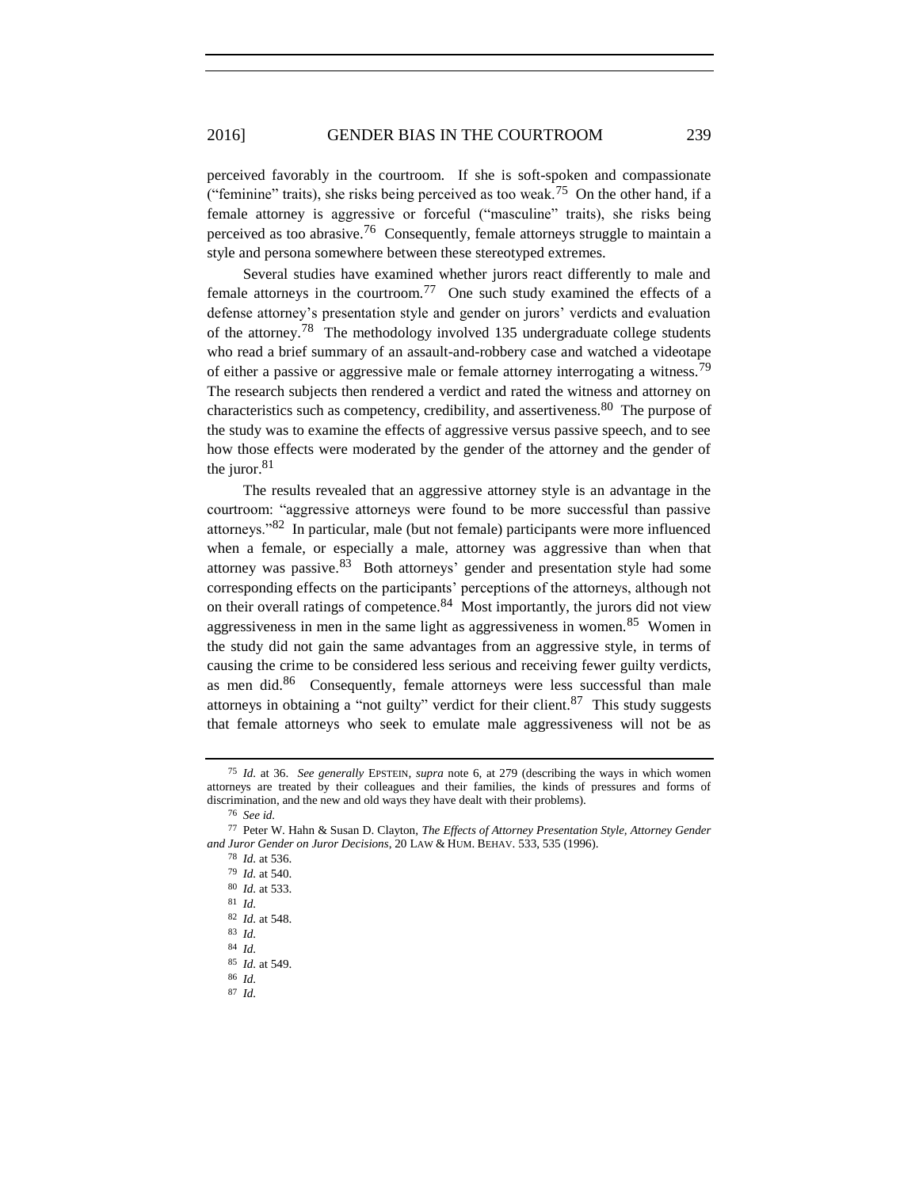perceived favorably in the courtroom. If she is soft-spoken and compassionate ("feminine" traits), she risks being perceived as too weak.[75] On the other hand, if a female attorney is aggressive or forceful ("masculine" traits), she risks being perceived as too abrasive.[76] Consequently, female attorneys struggle to maintain a style and persona somewhere between these stereotyped extremes.

Several studies have examined whether jurors react differently to male and female attorneys in the courtroom.[77] One such study examined the effects of a defense attorney's presentation style and gender on jurors' verdicts and evaluation of the attorney.[78] The methodology involved 135 undergraduate college students who read a brief summary of an assault-and-robbery case and watched a videotape of either a passive or aggressive male or female attorney interrogating a witness.[79] The research subjects then rendered a verdict and rated the witness and attorney on characteristics such as competency, credibility, and assertiveness.[80] The purpose of the study was to examine the effects of aggressive versus passive speech, and to see how those effects were moderated by the gender of the attorney and the gender of the juror.[81]

The results revealed that an aggressive attorney style is an advantage in the courtroom: "aggressive attorneys were found to be more successful than passive attorneys."[82] In particular, male (but not female) participants were more influenced when a female, or especially a male, attorney was aggressive than when that attorney was passive.[83] Both attorneys' gender and presentation style had some corresponding effects on the participants' perceptions of the attorneys, although not on their overall ratings of competence.[84] Most importantly, the jurors did not view aggressiveness in men in the same light as aggressiveness in women.[85] Women in the study did not gain the same advantages from an aggressive style, in terms of causing the crime to be considered less serious and receiving fewer guilty verdicts, as men did.[86] Consequently, female attorneys were less successful than male attorneys in obtaining a "not guilty" verdict for their client.[87] This study suggests that female attorneys who seek to emulate male aggressiveness will not be as

---

[75] *Id.* at 36. *See generally* EPSTEIN, *supra* note 6, at 279 (describing the ways in which women attorneys are treated by their colleagues and their families, the kinds of pressures and forms of discrimination, and the new and old ways they have dealt with their problems).

[76] *See id.*

[77] Peter W. Hahn & Susan D. Clayton, *The Effects of Attorney Presentation Style, Attorney Gender and Juror Gender on Juror Decisions*, 20 LAW & HUM. BEHAV. 533, 535 (1996).

[78] *Id.* at 536.

[79] *Id.* at 540.

[80] *Id.* at 533.

[81] *Id.*

[82] *Id.* at 548.

[83] *Id.*

[84] *Id.*

[85] *Id.* at 549.

[86] *Id.*

[87] *Id.*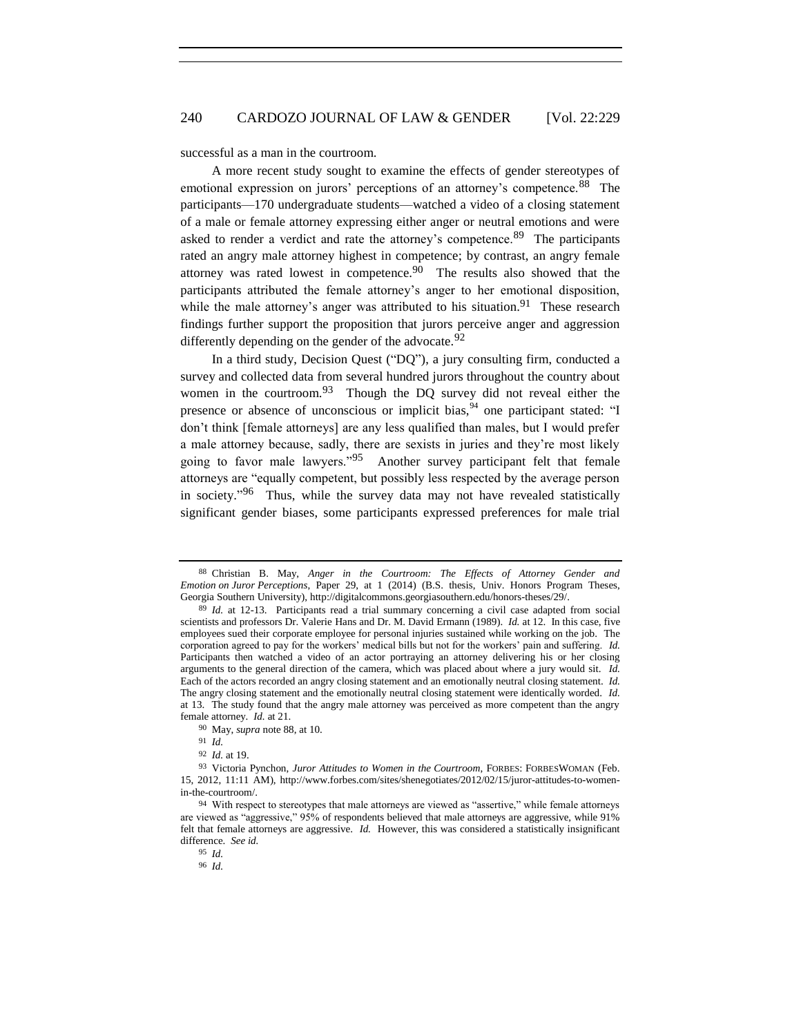successful as a man in the courtroom.

A more recent study sought to examine the effects of gender stereotypes of emotional expression on jurors' perceptions of an attorney's competence.[88] The participants—170 undergraduate students—watched a video of a closing statement of a male or female attorney expressing either anger or neutral emotions and were asked to render a verdict and rate the attorney's competence.[89] The participants rated an angry male attorney highest in competence; by contrast, an angry female attorney was rated lowest in competence.[90] The results also showed that the participants attributed the female attorney's anger to her emotional disposition, while the male attorney's anger was attributed to his situation.[91] These research findings further support the proposition that jurors perceive anger and aggression differently depending on the gender of the advocate.[92]

In a third study, Decision Quest ("DQ"), a jury consulting firm, conducted a survey and collected data from several hundred jurors throughout the country about women in the courtroom.[93] Though the DQ survey did not reveal either the presence or absence of unconscious or implicit bias,[94] one participant stated: "I don't think [female attorneys] are any less qualified than males, but I would prefer a male attorney because, sadly, there are sexists in juries and they're most likely going to favor male lawyers."[95] Another survey participant felt that female attorneys are "equally competent, but possibly less respected by the average person in society."[96] Thus, while the survey data may not have revealed statistically significant gender biases, some participants expressed preferences for male trial

---

[88] Christian B. May, *Anger in the Courtroom: The Effects of Attorney Gender and Emotion on Juror Perceptions*, Paper 29, at 1 (2014) (B.S. thesis, Univ. Honors Program Theses, Georgia Southern University), http://digitalcommons.georgiasouthern.edu/honors-theses/29/.

[89] *Id.* at 12-13. Participants read a trial summary concerning a civil case adapted from social scientists and professors Dr. Valerie Hans and Dr. M. David Ermann (1989). *Id.* at 12. In this case, five employees sued their corporate employee for personal injuries sustained while working on the job. The corporation agreed to pay for the workers' medical bills but not for the workers' pain and suffering. *Id.* Participants then watched a video of an actor portraying an attorney delivering his or her closing arguments to the general direction of the camera, which was placed about where a jury would sit. *Id.* Each of the actors recorded an angry closing statement and an emotionally neutral closing statement. *Id.* The angry closing statement and the emotionally neutral closing statement were identically worded. *Id.* at 13. The study found that the angry male attorney was perceived as more competent than the angry female attorney. *Id.* at 21.

[90] May, *supra* note 88, at 10.

[91] *Id.*

[92] *Id.* at 19.

[93] Victoria Pynchon, *Juror Attitudes to Women in the Courtroom*, FORBES: FORBESWOMAN (Feb. 15, 2012, 11:11 AM), http://www.forbes.com/sites/shenegotiates/2012/02/15/juror-attitudes-to-women-in-the-courtroom/.

[94] With respect to stereotypes that male attorneys are viewed as "assertive," while female attorneys are viewed as "aggressive," 95% of respondents believed that male attorneys are aggressive, while 91% felt that female attorneys are aggressive. *Id.* However, this was considered a statistically insignificant difference. *See id.*

[95] *Id.*

[96] *Id.*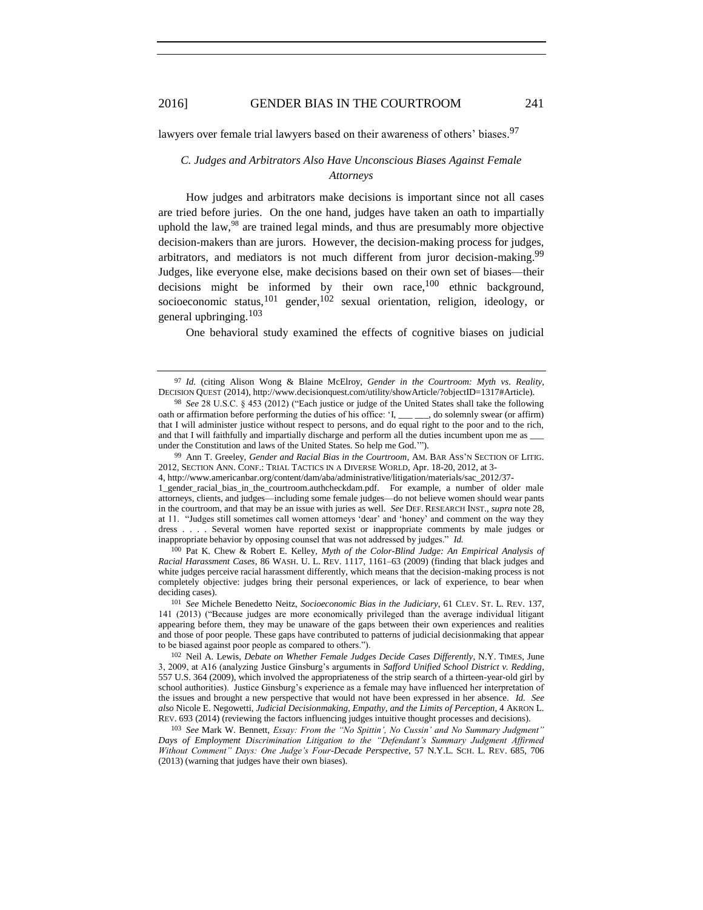lawyers over female trial lawyers based on their awareness of others' biases.[97]

### *C. Judges and Arbitrators Also Have Unconscious Biases Against Female Attorneys*

How judges and arbitrators make decisions is important since not all cases are tried before juries. On the one hand, judges have taken an oath to impartially uphold the law,[98] are trained legal minds, and thus are presumably more objective decision-makers than are jurors. However, the decision-making process for judges, arbitrators, and mediators is not much different from juror decision-making.[99] Judges, like everyone else, make decisions based on their own set of biases—their decisions might be informed by their own race,[100] ethnic background, socioeconomic status,[101] gender,[102] sexual orientation, religion, ideology, or general upbringing.[103]

One behavioral study examined the effects of cognitive biases on judicial

---

[97] *Id.* (citing Alison Wong & Blaine McElroy, *Gender in the Courtroom: Myth vs. Reality*, DECISION QUEST (2014), http://www.decisionquest.com/utility/showArticle/?objectID=1317#Article).

[98] *See* 28 U.S.C. § 453 (2012) ("Each justice or judge of the United States shall take the following oath or affirmation before performing the duties of his office: 'I, ___ ___, do solemnly swear (or affirm) that I will administer justice without respect to persons, and do equal right to the poor and to the rich, and that I will faithfully and impartially discharge and perform all the duties incumbent upon me as ___ under the Constitution and laws of the United States. So help me God.'").

[99] Ann T. Greeley, *Gender and Racial Bias in the Courtroom*, AM. BAR ASS'N SECTION OF LITIG. 2012, SECTION ANN. CONF.: TRIAL TACTICS IN A DIVERSE WORLD, Apr. 18-20, 2012, at 3-4, http://www.americanbar.org/content/dam/aba/administrative/litigation/materials/sac_2012/37-1_gender_racial_bias_in_the_courtroom.authcheckdam.pdf. For example, a number of older male attorneys, clients, and judges—including some female judges—do not believe women should wear pants in the courtroom, and that may be an issue with juries as well. *See* DEF. RESEARCH INST., *supra* note 28, at 11. "Judges still sometimes call women attorneys 'dear' and 'honey' and comment on the way they dress . . . . Several women have reported sexist or inappropriate comments by male judges or inappropriate behavior by opposing counsel that was not addressed by judges." *Id.*

[100] Pat K. Chew & Robert E. Kelley, *Myth of the Color-Blind Judge: An Empirical Analysis of Racial Harassment Cases*, 86 WASH. U. L. REV. 1117, 1161–63 (2009) (finding that black judges and white judges perceive racial harassment differently, which means that the decision-making process is not completely objective: judges bring their personal experiences, or lack of experience, to bear when deciding cases).

[101] *See* Michele Benedetto Neitz, *Socioeconomic Bias in the Judiciary*, 61 CLEV. ST. L. REV. 137, 141 (2013) ("Because judges are more economically privileged than the average individual litigant appearing before them, they may be unaware of the gaps between their own experiences and realities and those of poor people. These gaps have contributed to patterns of judicial decisionmaking that appear to be biased against poor people as compared to others.").

[102] Neil A. Lewis, *Debate on Whether Female Judges Decide Cases Differently*, N.Y. TIMES, June 3, 2009, at A16 (analyzing Justice Ginsburg's arguments in *Safford Unified School District v. Redding*, 557 U.S. 364 (2009), which involved the appropriateness of the strip search of a thirteen-year-old girl by school authorities). Justice Ginsburg's experience as a female may have influenced her interpretation of the issues and brought a new perspective that would not have been expressed in her absence. *Id.* *See also* Nicole E. Negowetti, *Judicial Decisionmaking, Empathy, and the Limits of Perception*, 4 AKRON L. REV. 693 (2014) (reviewing the factors influencing judges intuitive thought processes and decisions).

[103] *See* Mark W. Bennett, *Essay: From the "No Spittin', No Cussin' and No Summary Judgment" Days of Employment Discrimination Litigation to the "Defendant's Summary Judgment Affirmed Without Comment" Days: One Judge's Four-Decade Perspective*, 57 N.Y.L. SCH. L. REV. 685, 706 (2013) (warning that judges have their own biases).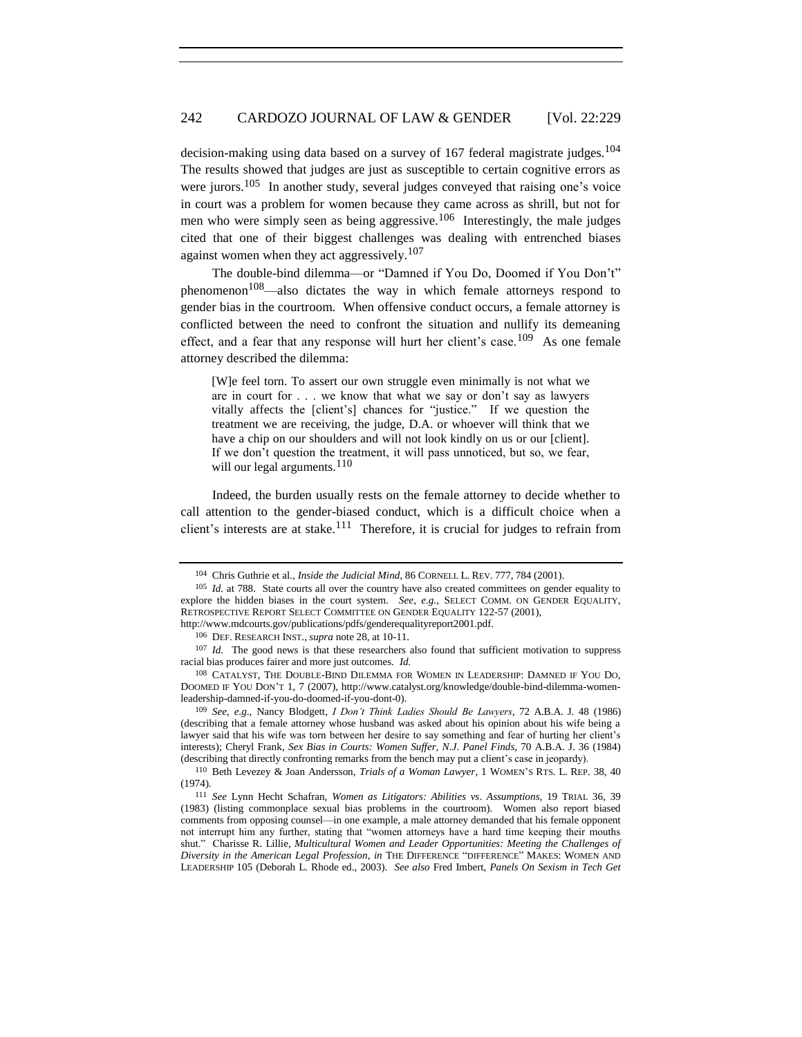decision-making using data based on a survey of 167 federal magistrate judges.[104] The results showed that judges are just as susceptible to certain cognitive errors as were jurors.[105] In another study, several judges conveyed that raising one's voice in court was a problem for women because they came across as shrill, but not for men who were simply seen as being aggressive.[106] Interestingly, the male judges cited that one of their biggest challenges was dealing with entrenched biases against women when they act aggressively.[107]

The double-bind dilemma—or "Damned if You Do, Doomed if You Don't" phenomenon[108]—also dictates the way in which female attorneys respond to gender bias in the courtroom. When offensive conduct occurs, a female attorney is conflicted between the need to confront the situation and nullify its demeaning effect, and a fear that any response will hurt her client's case.[109] As one female attorney described the dilemma:

> [W]e feel torn. To assert our own struggle even minimally is not what we are in court for . . . we know that what we say or don't say as lawyers vitally affects the [client's] chances for "justice." If we question the treatment we are receiving, the judge, D.A. or whoever will think that we have a chip on our shoulders and will not look kindly on us or our [client]. If we don't question the treatment, it will pass unnoticed, but so, we fear, will our legal arguments.[110]

Indeed, the burden usually rests on the female attorney to decide whether to call attention to the gender-biased conduct, which is a difficult choice when a client's interests are at stake.[111] Therefore, it is crucial for judges to refrain from

---

[104] Chris Guthrie et al., *Inside the Judicial Mind*, 86 CORNELL L. REV. 777, 784 (2001).

[105] *Id.* at 788. State courts all over the country have also created committees on gender equality to explore the hidden biases in the court system. *See, e.g.*, SELECT COMM. ON GENDER EQUALITY, RETROSPECTIVE REPORT SELECT COMMITTEE ON GENDER EQUALITY 122-57 (2001), http://www.mdcourts.gov/publications/pdfs/genderequalityreport2001.pdf.

[106] DEF. RESEARCH INST., *supra* note 28, at 10-11.

[107] *Id.* The good news is that these researchers also found that sufficient motivation to suppress racial bias produces fairer and more just outcomes. *Id.*

[108] CATALYST, THE DOUBLE-BIND DILEMMA FOR WOMEN IN LEADERSHIP: DAMNED IF YOU DO, DOOMED IF YOU DON'T 1, 7 (2007), http://www.catalyst.org/knowledge/double-bind-dilemma-women-leadership-damned-if-you-do-doomed-if-you-dont-0).

[109] *See, e.g.*, Nancy Blodgett, *I Don't Think Ladies Should Be Lawyers*, 72 A.B.A. J. 48 (1986) (describing that a female attorney whose husband was asked about his opinion about his wife being a lawyer said that his wife was torn between her desire to say something and fear of hurting her client's interests); Cheryl Frank, *Sex Bias in Courts: Women Suffer, N.J. Panel Finds*, 70 A.B.A. J. 36 (1984) (describing that directly confronting remarks from the bench may put a client's case in jeopardy).

[110] Beth Levezey & Joan Andersson, *Trials of a Woman Lawyer*, 1 WOMEN'S RTS. L. REP. 38, 40 (1974).

[111] *See* Lynn Hecht Schafran, *Women as Litigators: Abilities vs. Assumptions*, 19 TRIAL 36, 39 (1983) (listing commonplace sexual bias problems in the courtroom). Women also report biased comments from opposing counsel—in one example, a male attorney demanded that his female opponent not interrupt him any further, stating that "women attorneys have a hard time keeping their mouths shut." Charisse R. Lillie, *Multicultural Women and Leader Opportunities: Meeting the Challenges of Diversity in the American Legal Profession*, *in* THE DIFFERENCE "DIFFERENCE" MAKES: WOMEN AND LEADERSHIP 105 (Deborah L. Rhode ed., 2003). *See also* Fred Imbert, *Panels On Sexism in Tech Get*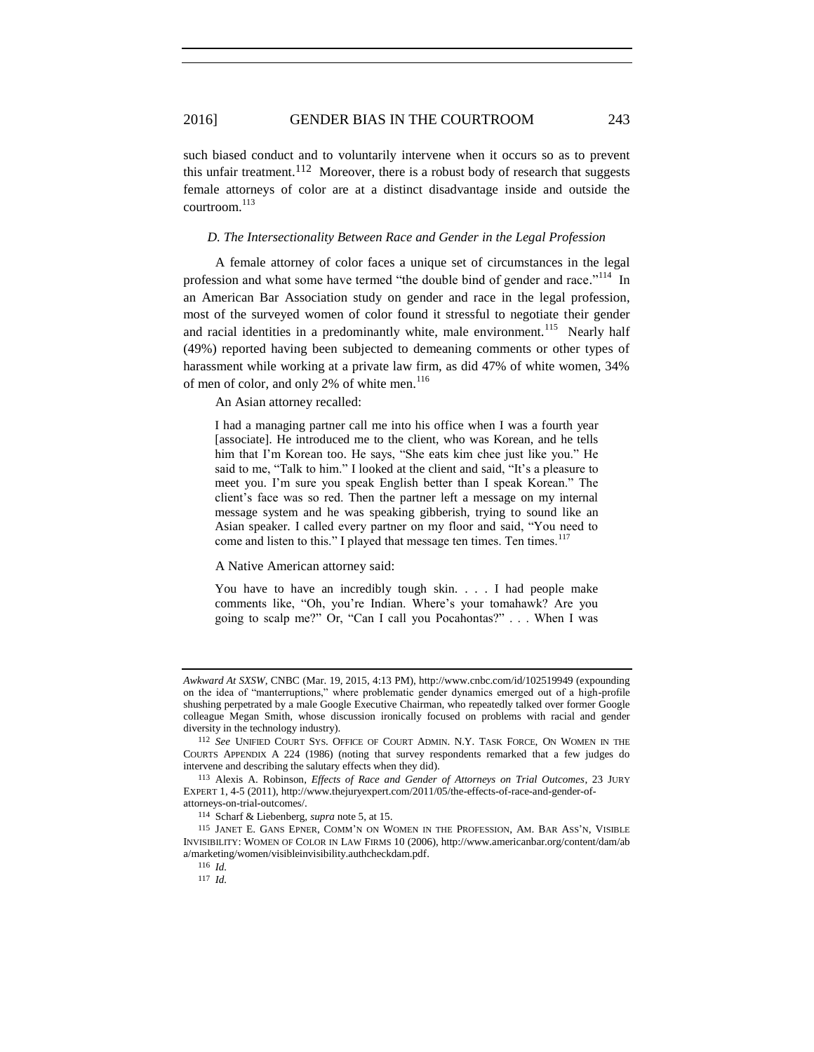such biased conduct and to voluntarily intervene when it occurs so as to prevent this unfair treatment.[112] Moreover, there is a robust body of research that suggests female attorneys of color are at a distinct disadvantage inside and outside the courtroom.[113]

### *D. The Intersectionality Between Race and Gender in the Legal Profession*

A female attorney of color faces a unique set of circumstances in the legal profession and what some have termed "the double bind of gender and race."[114] In an American Bar Association study on gender and race in the legal profession, most of the surveyed women of color found it stressful to negotiate their gender and racial identities in a predominantly white, male environment.[115] Nearly half (49%) reported having been subjected to demeaning comments or other types of harassment while working at a private law firm, as did 47% of white women, 34% of men of color, and only 2% of white men.[116]

An Asian attorney recalled:

> I had a managing partner call me into his office when I was a fourth year [associate]. He introduced me to the client, who was Korean, and he tells him that I'm Korean too. He says, "She eats kim chee just like you." He said to me, "Talk to him." I looked at the client and said, "It's a pleasure to meet you. I'm sure you speak English better than I speak Korean." The client's face was so red. Then the partner left a message on my internal message system and he was speaking gibberish, trying to sound like an Asian speaker. I called every partner on my floor and said, "You need to come and listen to this." I played that message ten times. Ten times.[117]

A Native American attorney said:

> You have to have an incredibly tough skin. . . . I had people make comments like, "Oh, you're Indian. Where's your tomahawk? Are you going to scalp me?" Or, "Can I call you Pocahontas?" . . . When I was

---

*Awkward At SXSW*, CNBC (Mar. 19, 2015, 4:13 PM), http://www.cnbc.com/id/102519949 (expounding on the idea of "manterruptions," where problematic gender dynamics emerged out of a high-profile shushing perpetrated by a male Google Executive Chairman, who repeatedly talked over former Google colleague Megan Smith, whose discussion ironically focused on problems with racial and gender diversity in the technology industry).

[112] *See* UNIFIED COURT SYS. OFFICE OF COURT ADMIN. N.Y. TASK FORCE, ON WOMEN IN THE COURTS APPENDIX A 224 (1986) (noting that survey respondents remarked that a few judges do intervene and describing the salutary effects when they did).

[113] Alexis A. Robinson, *Effects of Race and Gender of Attorneys on Trial Outcomes*, 23 JURY EXPERT 1, 4-5 (2011), http://www.thejuryexpert.com/2011/05/the-effects-of-race-and-gender-of-attorneys-on-trial-outcomes/.

[114] Scharf & Liebenberg, *supra* note 5, at 15.

[115] JANET E. GANS EPNER, COMM'N ON WOMEN IN THE PROFESSION, AM. BAR ASS'N, VISIBLE INVISIBILITY: WOMEN OF COLOR IN LAW FIRMS 10 (2006), http://www.americanbar.org/content/dam/aba/marketing/women/visibleinvisibility.authcheckdam.pdf.

[116] *Id.*

[117] *Id.*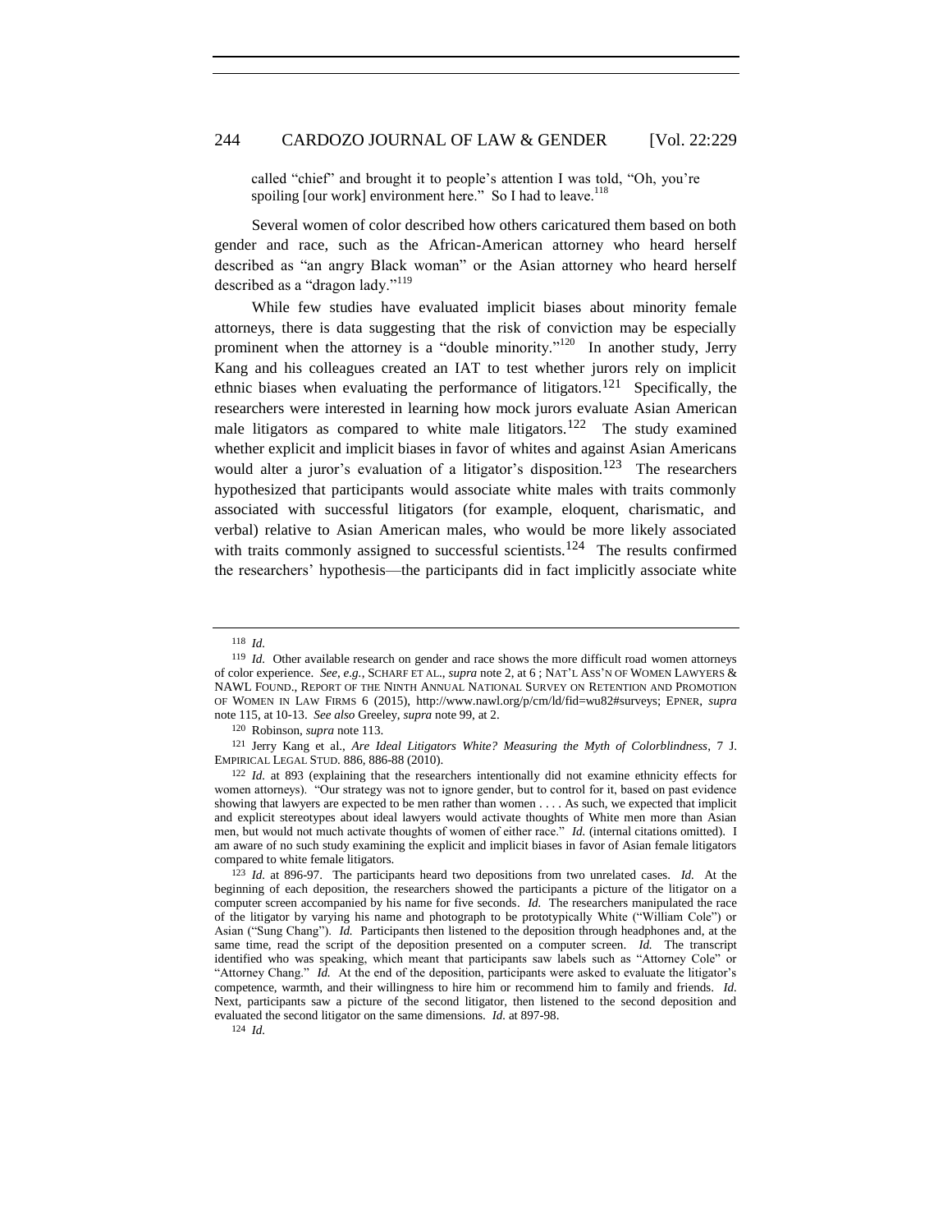called "chief" and brought it to people's attention I was told, "Oh, you're spoiling [our work] environment here." So I had to leave.[118]

Several women of color described how others caricatured them based on both gender and race, such as the African-American attorney who heard herself described as "an angry Black woman" or the Asian attorney who heard herself described as a "dragon lady."[119]

While few studies have evaluated implicit biases about minority female attorneys, there is data suggesting that the risk of conviction may be especially prominent when the attorney is a "double minority."[120] In another study, Jerry Kang and his colleagues created an IAT to test whether jurors rely on implicit ethnic biases when evaluating the performance of litigators.[121] Specifically, the researchers were interested in learning how mock jurors evaluate Asian American male litigators as compared to white male litigators.[122] The study examined whether explicit and implicit biases in favor of whites and against Asian Americans would alter a juror's evaluation of a litigator's disposition.[123] The researchers hypothesized that participants would associate white males with traits commonly associated with successful litigators (for example, eloquent, charismatic, and verbal) relative to Asian American males, who would be more likely associated with traits commonly assigned to successful scientists.[124] The results confirmed the researchers' hypothesis—the participants did in fact implicitly associate white

---

118 *Id.*

119 *Id.* Other available research on gender and race shows the more difficult road women attorneys of color experience. *See, e.g.*, SCHARF ET AL., *supra* note 2, at 6 ; NAT'L ASS'N OF WOMEN LAWYERS & NAWL FOUND., REPORT OF THE NINTH ANNUAL NATIONAL SURVEY ON RETENTION AND PROMOTION OF WOMEN IN LAW FIRMS 6 (2015), http://www.nawl.org/p/cm/ld/fid=wu82#surveys; EPNER, *supra* note 115, at 10-13. *See also* Greeley, *supra* note 99, at 2.

120 Robinson, *supra* note 113.

121 Jerry Kang et al., *Are Ideal Litigators White? Measuring the Myth of Colorblindness*, 7 J. EMPIRICAL LEGAL STUD. 886, 886-88 (2010).

122 *Id.* at 893 (explaining that the researchers intentionally did not examine ethnicity effects for women attorneys). "Our strategy was not to ignore gender, but to control for it, based on past evidence showing that lawyers are expected to be men rather than women . . . . As such, we expected that implicit and explicit stereotypes about ideal lawyers would activate thoughts of White men more than Asian men, but would not much activate thoughts of women of either race." *Id.* (internal citations omitted). I am aware of no such study examining the explicit and implicit biases in favor of Asian female litigators compared to white female litigators.

123 *Id.* at 896-97. The participants heard two depositions from two unrelated cases. *Id.* At the beginning of each deposition, the researchers showed the participants a picture of the litigator on a computer screen accompanied by his name for five seconds. *Id.* The researchers manipulated the race of the litigator by varying his name and photograph to be prototypically White ("William Cole") or Asian ("Sung Chang"). *Id.* Participants then listened to the deposition through headphones and, at the same time, read the script of the deposition presented on a computer screen. *Id.* The transcript identified who was speaking, which meant that participants saw labels such as "Attorney Cole" or "Attorney Chang." *Id.* At the end of the deposition, participants were asked to evaluate the litigator's competence, warmth, and their willingness to hire him or recommend him to family and friends. *Id.* Next, participants saw a picture of the second litigator, then listened to the second deposition and evaluated the second litigator on the same dimensions. *Id.* at 897-98.

124 *Id.*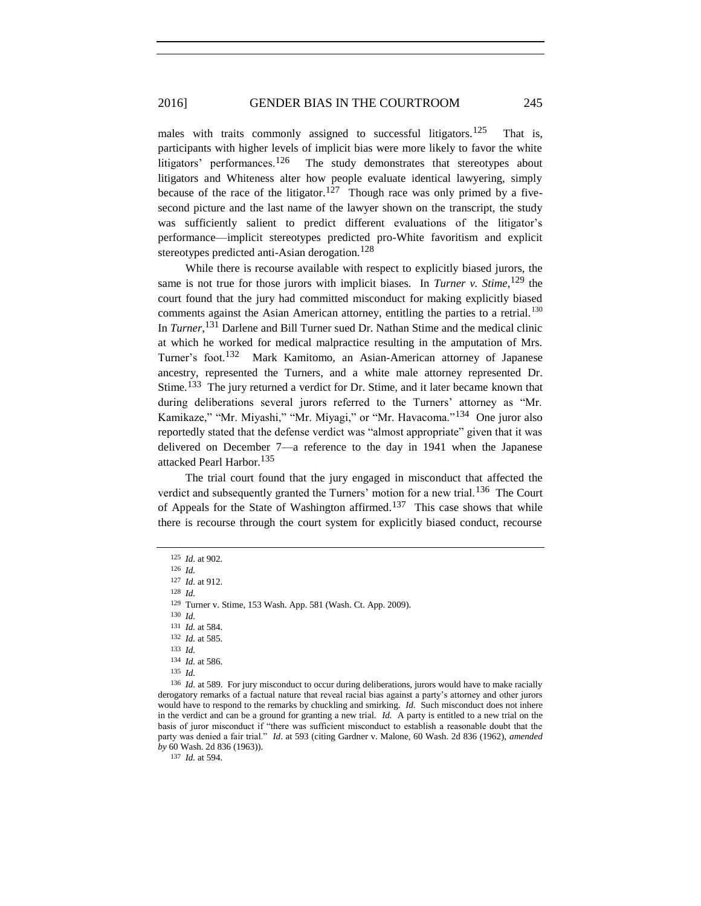males with traits commonly assigned to successful litigators.[125] That is, participants with higher levels of implicit bias were more likely to favor the white litigators' performances.[126] The study demonstrates that stereotypes about litigators and Whiteness alter how people evaluate identical lawyering, simply because of the race of the litigator.[127] Though race was only primed by a five-second picture and the last name of the lawyer shown on the transcript, the study was sufficiently salient to predict different evaluations of the litigator's performance—implicit stereotypes predicted pro-White favoritism and explicit stereotypes predicted anti-Asian derogation.[128]

While there is recourse available with respect to explicitly biased jurors, the same is not true for those jurors with implicit biases. In *Turner v. Stime*,[129] the court found that the jury had committed misconduct for making explicitly biased comments against the Asian American attorney, entitling the parties to a retrial.[130] In *Turner*,[131] Darlene and Bill Turner sued Dr. Nathan Stime and the medical clinic at which he worked for medical malpractice resulting in the amputation of Mrs. Turner's foot.[132] Mark Kamitomo, an Asian-American attorney of Japanese ancestry, represented the Turners, and a white male attorney represented Dr. Stime.[133] The jury returned a verdict for Dr. Stime, and it later became known that during deliberations several jurors referred to the Turners' attorney as "Mr. Kamikaze," "Mr. Miyashi," "Mr. Miyagi," or "Mr. Havacoma."[134] One juror also reportedly stated that the defense verdict was "almost appropriate" given that it was delivered on December 7—a reference to the day in 1941 when the Japanese attacked Pearl Harbor.[135]

The trial court found that the jury engaged in misconduct that affected the verdict and subsequently granted the Turners' motion for a new trial.[136] The Court of Appeals for the State of Washington affirmed.[137] This case shows that while there is recourse through the court system for explicitly biased conduct, recourse

---

[125] *Id.* at 902.

[126] *Id.*

[127] *Id.* at 912.

[128] *Id.*

[129] Turner v. Stime, 153 Wash. App. 581 (Wash. Ct. App. 2009).

[130] *Id.*

[131] *Id.* at 584.

[132] *Id.* at 585.

[133] *Id.*

[134] *Id.* at 586.

[135] *Id.*

[136] *Id.* at 589. For jury misconduct to occur during deliberations, jurors would have to make racially derogatory remarks of a factual nature that reveal racial bias against a party's attorney and other jurors would have to respond to the remarks by chuckling and smirking. *Id.* Such misconduct does not inhere in the verdict and can be a ground for granting a new trial. *Id.* A party is entitled to a new trial on the basis of juror misconduct if "there was sufficient misconduct to establish a reasonable doubt that the party was denied a fair trial." *Id*. at 593 (citing Gardner v. Malone, 60 Wash. 2d 836 (1962), *amended by* 60 Wash. 2d 836 (1963)).

[137] *Id.* at 594.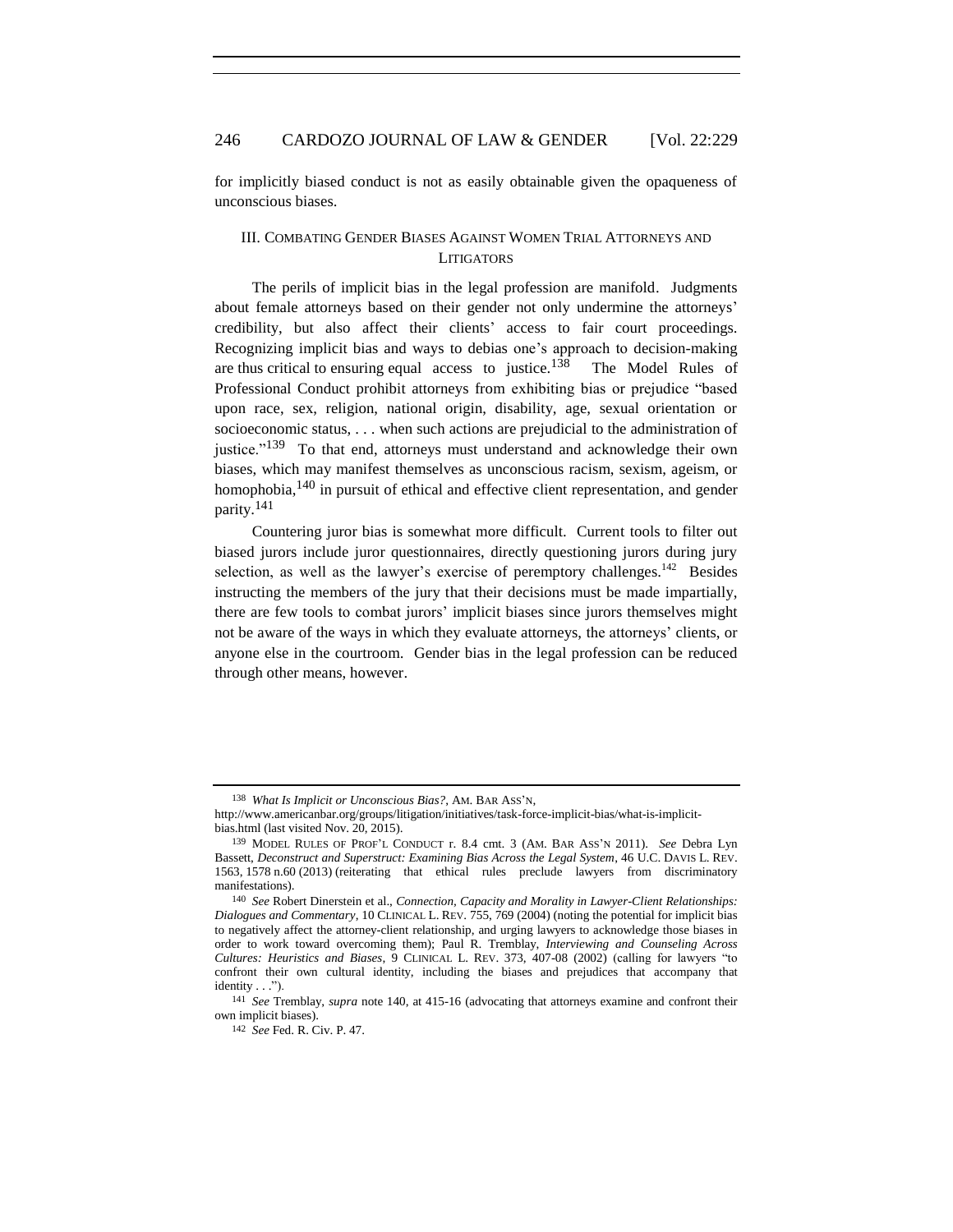for implicitly biased conduct is not as easily obtainable given the opaqueness of unconscious biases.

## III. Combating Gender Biases Against Women Trial Attorneys and Litigators

The perils of implicit bias in the legal profession are manifold. Judgments about female attorneys based on their gender not only undermine the attorneys' credibility, but also affect their clients' access to fair court proceedings. Recognizing implicit bias and ways to debias one's approach to decision-making are thus critical to ensuring equal access to justice.[138] The Model Rules of Professional Conduct prohibit attorneys from exhibiting bias or prejudice "based upon race, sex, religion, national origin, disability, age, sexual orientation or socioeconomic status, . . . when such actions are prejudicial to the administration of justice."[139] To that end, attorneys must understand and acknowledge their own biases, which may manifest themselves as unconscious racism, sexism, ageism, or homophobia,[140] in pursuit of ethical and effective client representation, and gender parity.[141]

Countering juror bias is somewhat more difficult. Current tools to filter out biased jurors include juror questionnaires, directly questioning jurors during jury selection, as well as the lawyer's exercise of peremptory challenges.[142] Besides instructing the members of the jury that their decisions must be made impartially, there are few tools to combat jurors' implicit biases since jurors themselves might not be aware of the ways in which they evaluate attorneys, the attorneys' clients, or anyone else in the courtroom. Gender bias in the legal profession can be reduced through other means, however.

---

138 *What Is Implicit or Unconscious Bias?*, AM. BAR ASS'N, http://www.americanbar.org/groups/litigation/initiatives/task-force-implicit-bias/what-is-implicit-bias.html (last visited Nov. 20, 2015).

139 MODEL RULES OF PROF'L CONDUCT r. 8.4 cmt. 3 (AM. BAR ASS'N 2011). *See* Debra Lyn Bassett, *Deconstruct and Superstruct: Examining Bias Across the Legal System*, 46 U.C. DAVIS L. REV. 1563, 1578 n.60 (2013) (reiterating that ethical rules preclude lawyers from discriminatory manifestations).

140 *See* Robert Dinerstein et al., *Connection, Capacity and Morality in Lawyer-Client Relationships: Dialogues and Commentary*, 10 CLINICAL L. REV. 755, 769 (2004) (noting the potential for implicit bias to negatively affect the attorney-client relationship, and urging lawyers to acknowledge those biases in order to work toward overcoming them); Paul R. Tremblay, *Interviewing and Counseling Across Cultures: Heuristics and Biases*, 9 CLINICAL L. REV. 373, 407-08 (2002) (calling for lawyers "to confront their own cultural identity, including the biases and prejudices that accompany that identity . . .").

141 *See* Tremblay, *supra* note 140, at 415-16 (advocating that attorneys examine and confront their own implicit biases).

142 *See* Fed. R. Civ. P. 47.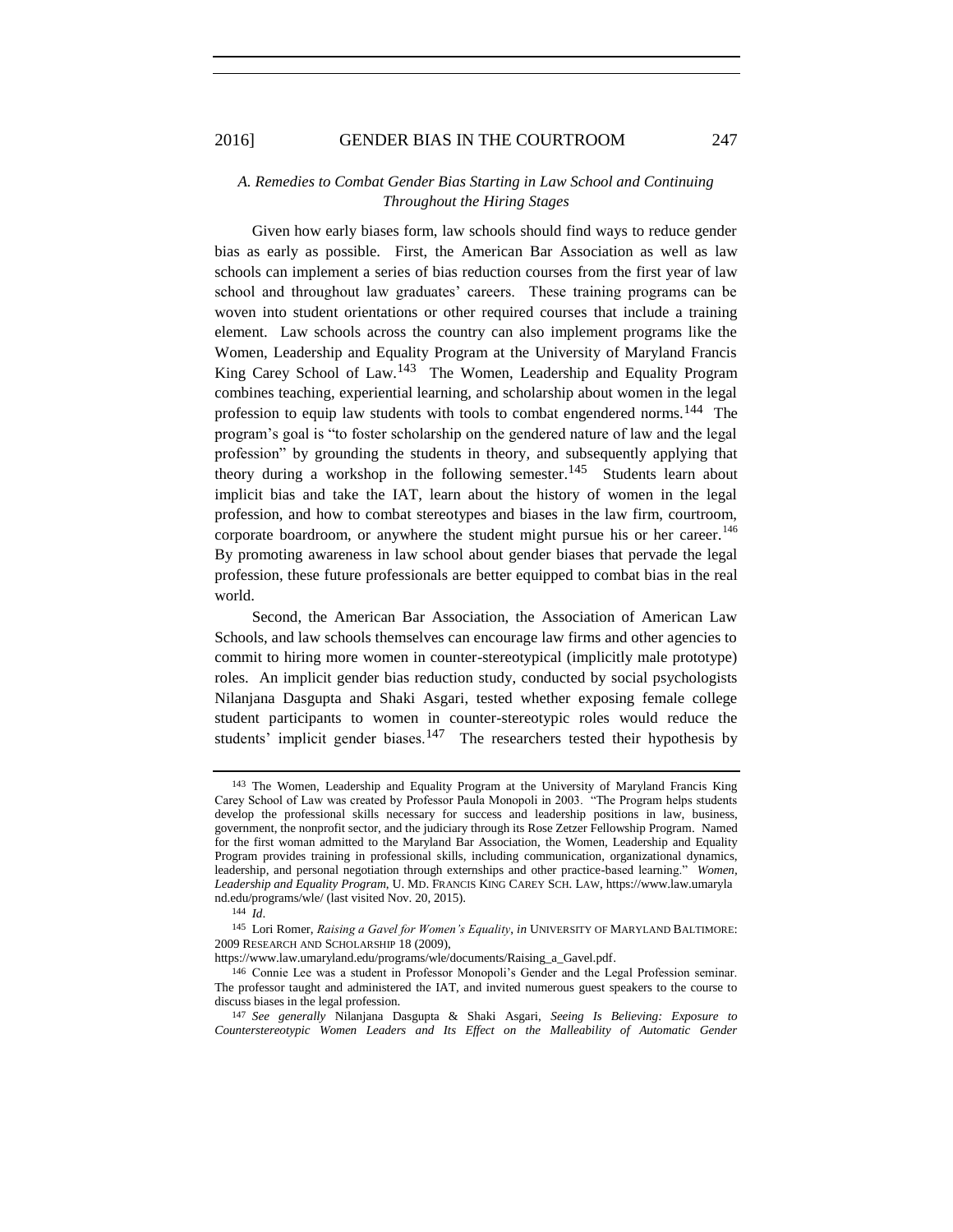### *A. Remedies to Combat Gender Bias Starting in Law School and Continuing Throughout the Hiring Stages*

Given how early biases form, law schools should find ways to reduce gender bias as early as possible. First, the American Bar Association as well as law schools can implement a series of bias reduction courses from the first year of law school and throughout law graduates' careers. These training programs can be woven into student orientations or other required courses that include a training element. Law schools across the country can also implement programs like the Women, Leadership and Equality Program at the University of Maryland Francis King Carey School of Law.[143] The Women, Leadership and Equality Program combines teaching, experiential learning, and scholarship about women in the legal profession to equip law students with tools to combat engendered norms.[144] The program's goal is "to foster scholarship on the gendered nature of law and the legal profession" by grounding the students in theory, and subsequently applying that theory during a workshop in the following semester.[145] Students learn about implicit bias and take the IAT, learn about the history of women in the legal profession, and how to combat stereotypes and biases in the law firm, courtroom, corporate boardroom, or anywhere the student might pursue his or her career.[146] By promoting awareness in law school about gender biases that pervade the legal profession, these future professionals are better equipped to combat bias in the real world.

Second, the American Bar Association, the Association of American Law Schools, and law schools themselves can encourage law firms and other agencies to commit to hiring more women in counter-stereotypical (implicitly male prototype) roles. An implicit gender bias reduction study, conducted by social psychologists Nilanjana Dasgupta and Shaki Asgari, tested whether exposing female college student participants to women in counter-stereotypic roles would reduce the students' implicit gender biases.[147] The researchers tested their hypothesis by

---

[143] The Women, Leadership and Equality Program at the University of Maryland Francis King Carey School of Law was created by Professor Paula Monopoli in 2003. "The Program helps students develop the professional skills necessary for success and leadership positions in law, business, government, the nonprofit sector, and the judiciary through its Rose Zetzer Fellowship Program. Named for the first woman admitted to the Maryland Bar Association, the Women, Leadership and Equality Program provides training in professional skills, including communication, organizational dynamics, leadership, and personal negotiation through externships and other practice-based learning." *Women, Leadership and Equality Program*, U. MD. FRANCIS KING CAREY SCH. LAW, https://www.law.umaryland.edu/programs/wle/ (last visited Nov. 20, 2015).

[144] *Id*.

[145] Lori Romer, *Raising a Gavel for Women's Equality*, *in* UNIVERSITY OF MARYLAND BALTIMORE: 2009 RESEARCH AND SCHOLARSHIP 18 (2009), https://www.law.umaryland.edu/programs/wle/documents/Raising_a_Gavel.pdf.

[146] Connie Lee was a student in Professor Monopoli's Gender and the Legal Profession seminar. The professor taught and administered the IAT, and invited numerous guest speakers to the course to discuss biases in the legal profession.

[147] *See generally* Nilanjana Dasgupta & Shaki Asgari, *Seeing Is Believing: Exposure to Counterstereotypic Women Leaders and Its Effect on the Malleability of Automatic Gender*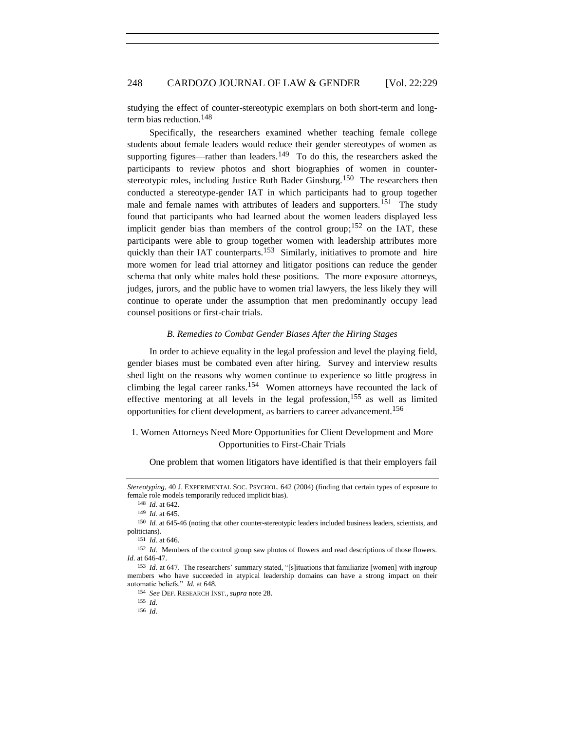studying the effect of counter-stereotypic exemplars on both short-term and long-term bias reduction.[148]

Specifically, the researchers examined whether teaching female college students about female leaders would reduce their gender stereotypes of women as supporting figures—rather than leaders.[149] To do this, the researchers asked the participants to review photos and short biographies of women in counter-stereotypic roles, including Justice Ruth Bader Ginsburg.[150] The researchers then conducted a stereotype-gender IAT in which participants had to group together male and female names with attributes of leaders and supporters.[151] The study found that participants who had learned about the women leaders displayed less implicit gender bias than members of the control group;[152] on the IAT, these participants were able to group together women with leadership attributes more quickly than their IAT counterparts.[153] Similarly, initiatives to promote and hire more women for lead trial attorney and litigator positions can reduce the gender schema that only white males hold these positions. The more exposure attorneys, judges, jurors, and the public have to women trial lawyers, the less likely they will continue to operate under the assumption that men predominantly occupy lead counsel positions or first-chair trials.

### *B. Remedies to Combat Gender Biases After the Hiring Stages*

In order to achieve equality in the legal profession and level the playing field, gender biases must be combated even after hiring. Survey and interview results shed light on the reasons why women continue to experience so little progress in climbing the legal career ranks.[154] Women attorneys have recounted the lack of effective mentoring at all levels in the legal profession,[155] as well as limited opportunities for client development, as barriers to career advancement.[156]

#### 1. Women Attorneys Need More Opportunities for Client Development and More Opportunities to First-Chair Trials

One problem that women litigators have identified is that their employers fail

---

*Stereotyping*, 40 J. EXPERIMENTAL SOC. PSYCHOL. 642 (2004) (finding that certain types of exposure to female role models temporarily reduced implicit bias).

[148] *Id.* at 642.

[149] *Id.* at 645.

[150] *Id.* at 645-46 (noting that other counter-stereotypic leaders included business leaders, scientists, and politicians).

[151] *Id.* at 646.

[152] *Id.* Members of the control group saw photos of flowers and read descriptions of those flowers. *Id.* at 646-47.

[153] *Id.* at 647. The researchers' summary stated, "[s]ituations that familiarize [women] with ingroup members who have succeeded in atypical leadership domains can have a strong impact on their automatic beliefs." *Id.* at 648.

[154] *See* DEF. RESEARCH INST., *supra* note 28.

[155] *Id.*

[156] *Id.*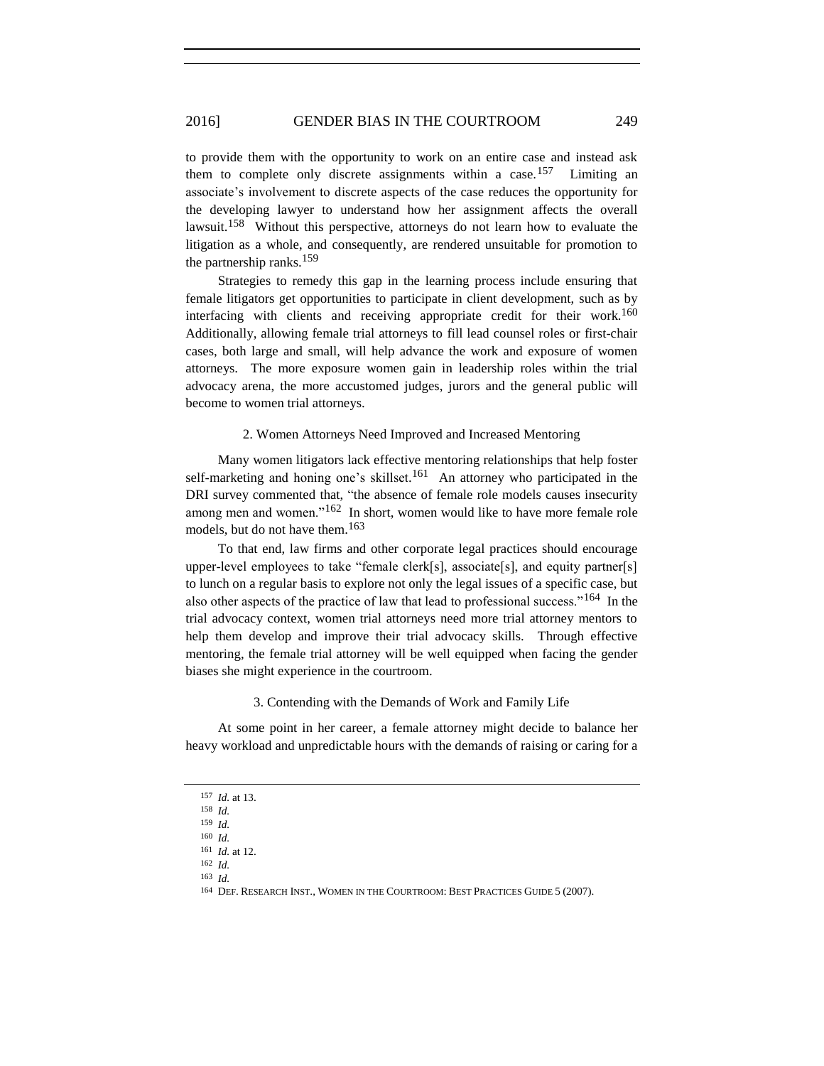to provide them with the opportunity to work on an entire case and instead ask them to complete only discrete assignments within a case.[157] Limiting an associate's involvement to discrete aspects of the case reduces the opportunity for the developing lawyer to understand how her assignment affects the overall lawsuit.[158] Without this perspective, attorneys do not learn how to evaluate the litigation as a whole, and consequently, are rendered unsuitable for promotion to the partnership ranks.[159]

Strategies to remedy this gap in the learning process include ensuring that female litigators get opportunities to participate in client development, such as by interfacing with clients and receiving appropriate credit for their work.[160] Additionally, allowing female trial attorneys to fill lead counsel roles or first-chair cases, both large and small, will help advance the work and exposure of women attorneys. The more exposure women gain in leadership roles within the trial advocacy arena, the more accustomed judges, jurors and the general public will become to women trial attorneys.

### 2. Women Attorneys Need Improved and Increased Mentoring

Many women litigators lack effective mentoring relationships that help foster self-marketing and honing one's skillset.[161] An attorney who participated in the DRI survey commented that, "the absence of female role models causes insecurity among men and women."[162] In short, women would like to have more female role models, but do not have them.[163]

To that end, law firms and other corporate legal practices should encourage upper-level employees to take "female clerk[s], associate[s], and equity partner[s] to lunch on a regular basis to explore not only the legal issues of a specific case, but also other aspects of the practice of law that lead to professional success."[164] In the trial advocacy context, women trial attorneys need more trial attorney mentors to help them develop and improve their trial advocacy skills. Through effective mentoring, the female trial attorney will be well equipped when facing the gender biases she might experience in the courtroom.

### 3. Contending with the Demands of Work and Family Life

At some point in her career, a female attorney might decide to balance her heavy workload and unpredictable hours with the demands of raising or caring for a

---

157 *Id.* at 13.

158 *Id.*

159 *Id.*

160 *Id.*

161 *Id.* at 12.

162 *Id.*

163 *Id.*

164 DEF. RESEARCH INST., WOMEN IN THE COURTROOM: BEST PRACTICES GUIDE 5 (2007).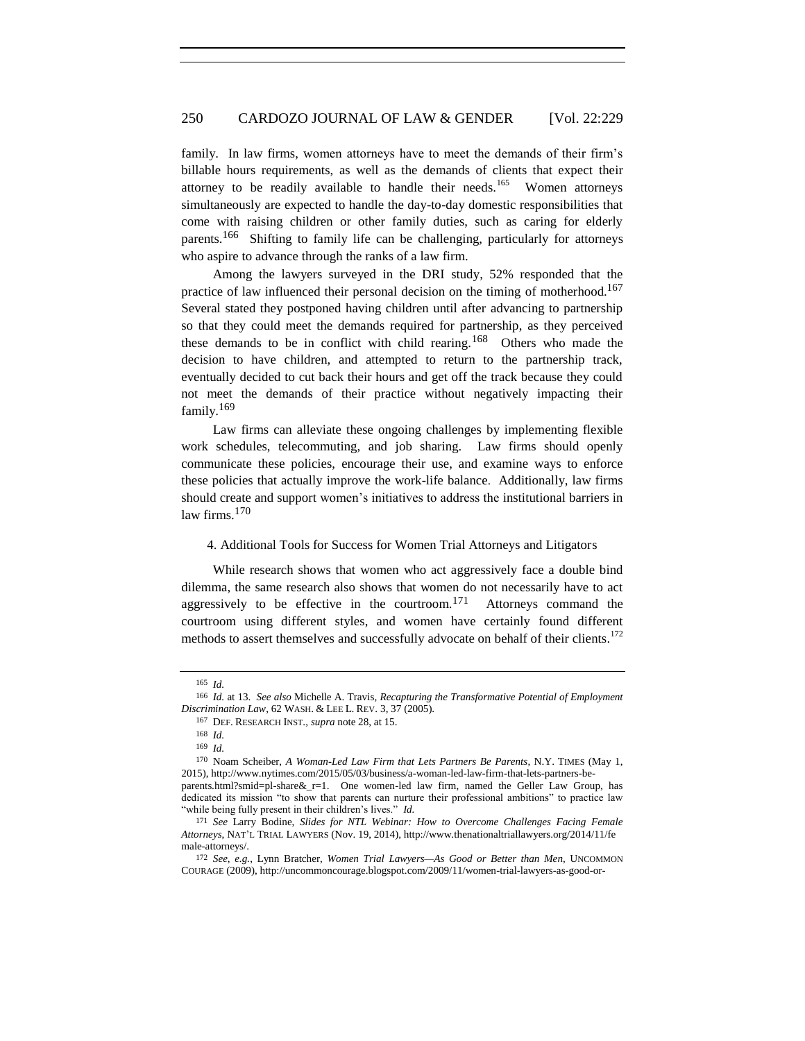family. In law firms, women attorneys have to meet the demands of their firm's billable hours requirements, as well as the demands of clients that expect their attorney to be readily available to handle their needs.[165] Women attorneys simultaneously are expected to handle the day-to-day domestic responsibilities that come with raising children or other family duties, such as caring for elderly parents.[166] Shifting to family life can be challenging, particularly for attorneys who aspire to advance through the ranks of a law firm.

Among the lawyers surveyed in the DRI study, 52% responded that the practice of law influenced their personal decision on the timing of motherhood.[167] Several stated they postponed having children until after advancing to partnership so that they could meet the demands required for partnership, as they perceived these demands to be in conflict with child rearing.[168] Others who made the decision to have children, and attempted to return to the partnership track, eventually decided to cut back their hours and get off the track because they could not meet the demands of their practice without negatively impacting their family.[169]

Law firms can alleviate these ongoing challenges by implementing flexible work schedules, telecommuting, and job sharing. Law firms should openly communicate these policies, encourage their use, and examine ways to enforce these policies that actually improve the work-life balance. Additionally, law firms should create and support women's initiatives to address the institutional barriers in law firms.[170]

#### 4. Additional Tools for Success for Women Trial Attorneys and Litigators

While research shows that women who act aggressively face a double bind dilemma, the same research also shows that women do not necessarily have to act aggressively to be effective in the courtroom.[171] Attorneys command the courtroom using different styles, and women have certainly found different methods to assert themselves and successfully advocate on behalf of their clients.[172]

---

165 *Id.*

166 *Id.* at 13. *See also* Michelle A. Travis, *Recapturing the Transformative Potential of Employment Discrimination Law*, 62 WASH. & LEE L. REV. 3, 37 (2005).

167 DEF. RESEARCH INST., *supra* note 28, at 15.

168 *Id.*

169 *Id.*

170 Noam Scheiber, *A Woman-Led Law Firm that Lets Partners Be Parents*, N.Y. TIMES (May 1, 2015), http://www.nytimes.com/2015/05/03/business/a-woman-led-law-firm-that-lets-partners-be-parents.html?smid=pl-share&_r=1. One women-led law firm, named the Geller Law Group, has dedicated its mission "to show that parents can nurture their professional ambitions" to practice law "while being fully present in their children's lives." *Id.*

171 *See* Larry Bodine, *Slides for NTL Webinar: How to Overcome Challenges Facing Female Attorneys*, NAT'L TRIAL LAWYERS (Nov. 19, 2014), http://www.thenationaltriallawyers.org/2014/11/female-attorneys/.

172 *See, e.g.*, Lynn Bratcher, *Women Trial Lawyers—As Good or Better than Men*, UNCOMMON COURAGE (2009), http://uncommoncourage.blogspot.com/2009/11/women-trial-lawyers-as-good-or-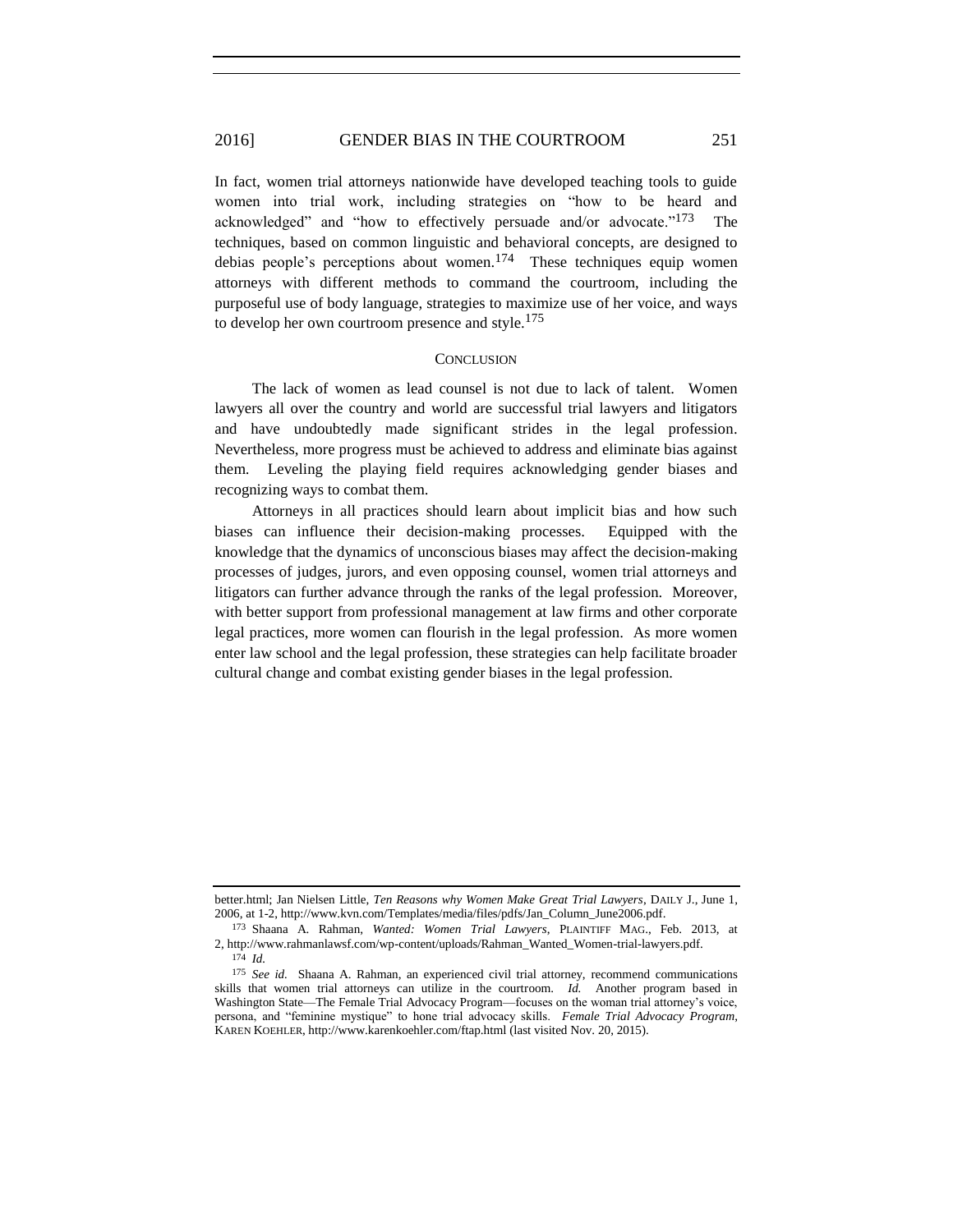In fact, women trial attorneys nationwide have developed teaching tools to guide women into trial work, including strategies on "how to be heard and acknowledged" and "how to effectively persuade and/or advocate."[173] The techniques, based on common linguistic and behavioral concepts, are designed to debias people's perceptions about women.[174] These techniques equip women attorneys with different methods to command the courtroom, including the purposeful use of body language, strategies to maximize use of her voice, and ways to develop her own courtroom presence and style.[175]

## CONCLUSION

The lack of women as lead counsel is not due to lack of talent. Women lawyers all over the country and world are successful trial lawyers and litigators and have undoubtedly made significant strides in the legal profession. Nevertheless, more progress must be achieved to address and eliminate bias against them. Leveling the playing field requires acknowledging gender biases and recognizing ways to combat them.

Attorneys in all practices should learn about implicit bias and how such biases can influence their decision-making processes. Equipped with the knowledge that the dynamics of unconscious biases may affect the decision-making processes of judges, jurors, and even opposing counsel, women trial attorneys and litigators can further advance through the ranks of the legal profession. Moreover, with better support from professional management at law firms and other corporate legal practices, more women can flourish in the legal profession. As more women enter law school and the legal profession, these strategies can help facilitate broader cultural change and combat existing gender biases in the legal profession.

---

better.html; Jan Nielsen Little, *Ten Reasons why Women Make Great Trial Lawyers*, DAILY J., June 1, 2006, at 1-2, http://www.kvn.com/Templates/media/files/pdfs/Jan_Column_June2006.pdf.

[173] Shaana A. Rahman, *Wanted: Women Trial Lawyers*, PLAINTIFF MAG., Feb. 2013, at 2, http://www.rahmanlawsf.com/wp-content/uploads/Rahman_Wanted_Women-trial-lawyers.pdf.

[174] *Id.*

[175] *See id.* Shaana A. Rahman, an experienced civil trial attorney, recommend communications skills that women trial attorneys can utilize in the courtroom. *Id.* Another program based in Washington State—The Female Trial Advocacy Program—focuses on the woman trial attorney's voice, persona, and "feminine mystique" to hone trial advocacy skills. *Female Trial Advocacy Program*, KAREN KOEHLER, http://www.karenkoehler.com/ftap.html (last visited Nov. 20, 2015).